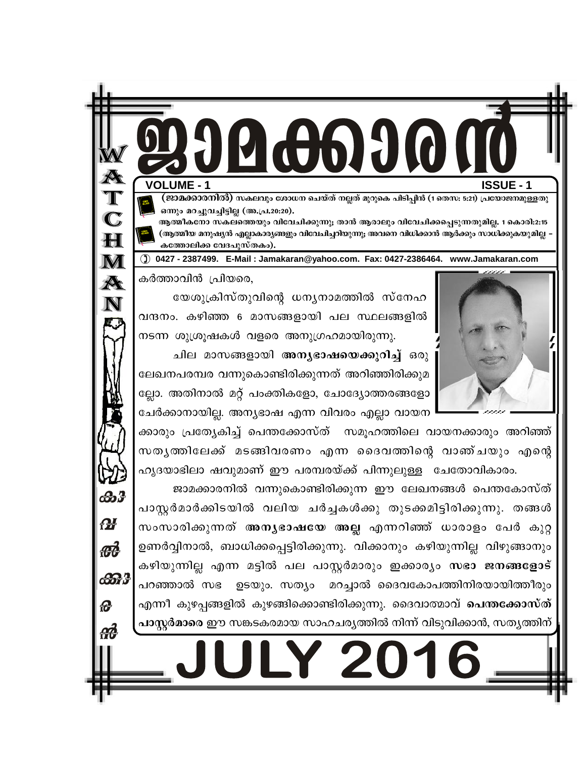# ജാമക്കാരൻ

**WATCHMAN** / **കാവൽക്കാരൻ**

**VOLUME - 1** **ISSUE - 1**

**(ജാമക്കാരനിൽ)** സകലവും ശോധന ചെയ്ത് നല്ലത് മുറുകെ പിടിപ്പിൻ (1 തെസ: 5:21) പ്രയോജനമുള്ളതു ഒന്നും മറച്ചുവച്ചിട്ടില്ല (അ.പ്ര.20:20).

ആത്മീകനോ സകലത്തെയും വിവേചിക്കുന്നു; താൻ ആരാലും വിവേചിക്കപ്പെടുന്നതുമില്ല. 1 കൊരി:2:15 (ആത്മീയ മനുഷ്യൻ എല്ലാകാര്യങ്ങളും വിവേചിച്ചറിയുന്നു; അവനെ വിധിക്കാൻ ആർക്കും സാധിക്കുകയുമില്ല – കത്തോലിക്ക വേദപുസ്തകം).

✆ 0427 - 2387499. E-Mail : Jamakaran@yahoo.com. Fax: 0427-2386464. www.Jamakaran.com

കർത്താവിൻ പ്രിയരെ,

യേശുക്രിസ്തുവിന്റെ ധന്യനാമത്തിൽ സ്നേഹ വന്ദനം. കഴിഞ്ഞ 6 മാസങ്ങളായി പല സ്ഥലങ്ങളിൽ നടന്ന ശുശ്രൂഷകൾ വളരെ അനുഗ്രഹമായിരുന്നു.

ചില മാസങ്ങളായി **അന്യഭാഷയെക്കുറിച്ച്** ഒരു ലേഖനപരമ്പര വന്നുകൊണ്ടിരിക്കുന്നത് അറിഞ്ഞിരിക്കുമല്ലോ. അതിനാൽ മറ്റ് പംക്തികളോ, ചോദ്യോത്തരങ്ങളോ ചേർക്കാനായില്ല. അന്യഭാഷ എന്ന വിവരം എല്ലാ വായനക്കാരും പ്രത്യേകിച്ച് പെന്തക്കോസ്ത് സമൂഹത്തിലെ വായനക്കാരും അറിഞ്ഞ് സത്യത്തിലേക്ക് മടങ്ങിവരണം എന്ന ദൈവത്തിന്റെ വാഞ്ചയും എന്റെ ഹൃദയാഭിലാഷവുമാണ് ഈ പരമ്പരയ്ക്ക് പിന്നുലുള്ള ചേതോവികാരം.

ജാമക്കാരനിൽ വന്നുകൊണ്ടിരിക്കുന്ന ഈ ലേഖനങ്ങൾ പെന്തകോസ്ത് പാസ്റ്റർമാർക്കിടയിൽ വലിയ ചർച്ചകൾക്കു തുടക്കമിട്ടിരിക്കുന്നു. തങ്ങൾ സംസാരിക്കുന്നത് **അന്യഭാഷയേ അല്ല** എന്നറിഞ്ഞ് ധാരാളം പേർ കുറ്റ ഉണർവ്വിനാൽ, ബാധിക്കപ്പെട്ടിരിക്കുന്നു. വിക്കാനും കഴിയുന്നില്ല വിഴുങ്ങാനും കഴിയുന്നില്ല എന്ന മട്ടിൽ പല പാസ്റ്റർമാരും ഇക്കാര്യം **സഭാ ജനങ്ങളോട്** പറഞ്ഞാൽ സഭ ഉടയും. സത്യം മറച്ചാൽ ദൈവകോപത്തിനിരയായിത്തീരും എന്നീ കുഴപ്പങ്ങളിൽ കുഴങ്ങിക്കൊണ്ടിരിക്കുന്നു. ദൈവാത്മാവ് **പെന്തക്കോസ്ത് പാസ്റ്റർമാരെ** ഈ സങ്കടകരമായ സാഹചര്യത്തിൽ നിന്ന് വിടുവിക്കാൻ, സത്യത്തിന്

# JULY 2016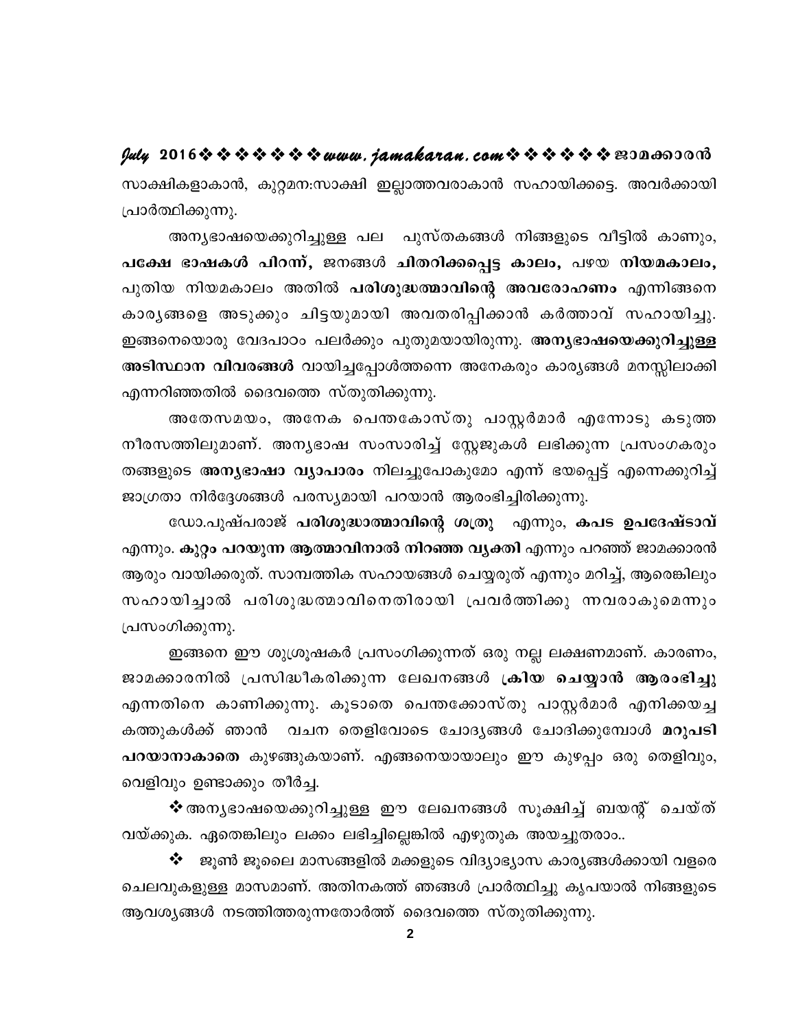സാക്ഷികളാകാൻ, കുറ്റമന:സാക്ഷി ഇല്ലാത്തവരാകാൻ സഹായിക്കട്ടെ. അവർക്കായി പ്രാർത്ഥിക്കുന്നു.

അന്യഭാഷയെക്കുറിച്ചുള്ള പല പുസ്തകങ്ങൾ നിങ്ങളുടെ വീട്ടിൽ കാണും, **പക്ഷേ ഭാഷകൾ പിറന്ന്,** ജനങ്ങൾ **ചിതറിക്കപ്പെട്ട കാലം,** പഴയ **നിയമകാലം,** പുതിയ നിയമകാലം അതിൽ **പരിശുദ്ധത്മാവിന്റെ അവരോഹണം** എന്നിങ്ങനെ കാര്യങ്ങളെ അടുക്കും ചിട്ടയുമായി അവതരിപ്പിക്കാൻ കർത്താവ് സഹായിച്ചു. ഇങ്ങനെയൊരു വേദപാഠം പലർക്കും പുതുമയായിരുന്നു. **അന്യഭാഷയെക്കുറിച്ചുള്ള അടിസ്ഥാന വിവരങ്ങൾ** വായിച്ചപ്പോൾത്തന്നെ അനേകരും കാര്യങ്ങൾ മനസ്സിലാക്കി എന്നറിഞ്ഞതിൽ ദൈവത്തെ സ്തുതിക്കുന്നു.

അതേസമയം, അനേക പെന്തകോസ്തു പാസ്റ്റർമാർ എന്നോടു കടുത്ത നീരസത്തിലുമാണ്. അന്യഭാഷ സംസാരിച്ച് സ്റ്റേജുകൾ ലഭിക്കുന്ന പ്രസംഗകരും തങ്ങളുടെ **അന്യഭാഷാ വ്യാപാരം** നിലച്ചുപോകുമോ എന്ന് ഭയപ്പെട്ട് എന്നെക്കുറിച്ച് ജാഗ്രതാ നിർദ്ദേശങ്ങൾ പരസ്യമായി പറയാൻ ആരംഭിച്ചിരിക്കുന്നു.

ഡോ.പുഷ്പരാജ് **പരിശുദ്ധാത്മാവിന്റെ ശത്രു** എന്നും, **കപട ഉപദേഷ്ടാവ്** എന്നും. **കുറ്റം പറയുന്ന ആത്മാവിനാൽ നിറഞ്ഞ വ്യക്തി** എന്നും പറഞ്ഞ് ജാമക്കാരൻ ആരും വായിക്കരുത്. സാമ്പത്തിക സഹായങ്ങൾ ചെയ്യരുത് എന്നും മറിച്ച്, ആരെങ്കിലും സഹായിച്ചാൽ പരിശുദ്ധത്മാവിനെതിരായി പ്രവർത്തിക്കു ന്നവരാകുമെന്നും പ്രസംഗിക്കുന്നു.

ഇങ്ങനെ ഈ ശുശ്രൂഷകർ പ്രസംഗിക്കുന്നത് ഒരു നല്ല ലക്ഷണമാണ്. കാരണം, ജാമക്കാരനിൽ പ്രസിദ്ധീകരിക്കുന്ന ലേഖനങ്ങൾ **ക്രിയ ചെയ്യാൻ ആരംഭിച്ചു** എന്നതിനെ കാണിക്കുന്നു. കൂടാതെ പെന്തക്കോസ്തു പാസ്റ്റർമാർ എനിക്കയച്ച കത്തുകൾക്ക് ഞാൻ വചന തെളിവോടെ ചോദ്യങ്ങൾ ചോദിക്കുമ്പോൾ **മറുപടി പറയാനാകാതെ** കുഴങ്ങുകയാണ്. എങ്ങനെയായാലും ഈ കുഴപ്പം ഒരു തെളിവും, വെളിവും ഉണ്ടാക്കും തീർച്ച.

❖ അന്യഭാഷയെക്കുറിച്ചുള്ള ഈ ലേഖനങ്ങൾ സൂക്ഷിച്ച് ബയന്റ് ചെയ്ത് വയ്ക്കുക. ഏതെങ്കിലും ലക്കം ലഭിച്ചില്ലെങ്കിൽ എഴുതുക അയച്ചുതരാം..

❖ ജൂൺ ജൂലൈ മാസങ്ങളിൽ മക്കളുടെ വിദ്യാഭ്യാസ കാര്യങ്ങൾക്കായി വളരെ ചെലവുകളുള്ള മാസമാണ്. അതിനകത്ത് ഞങ്ങൾ പ്രാർത്ഥിച്ചു കൃപയാൽ നിങ്ങളുടെ ആവശ്യങ്ങൾ നടത്തിത്തരുന്നതോർത്ത് ദൈവത്തെ സ്തുതിക്കുന്നു.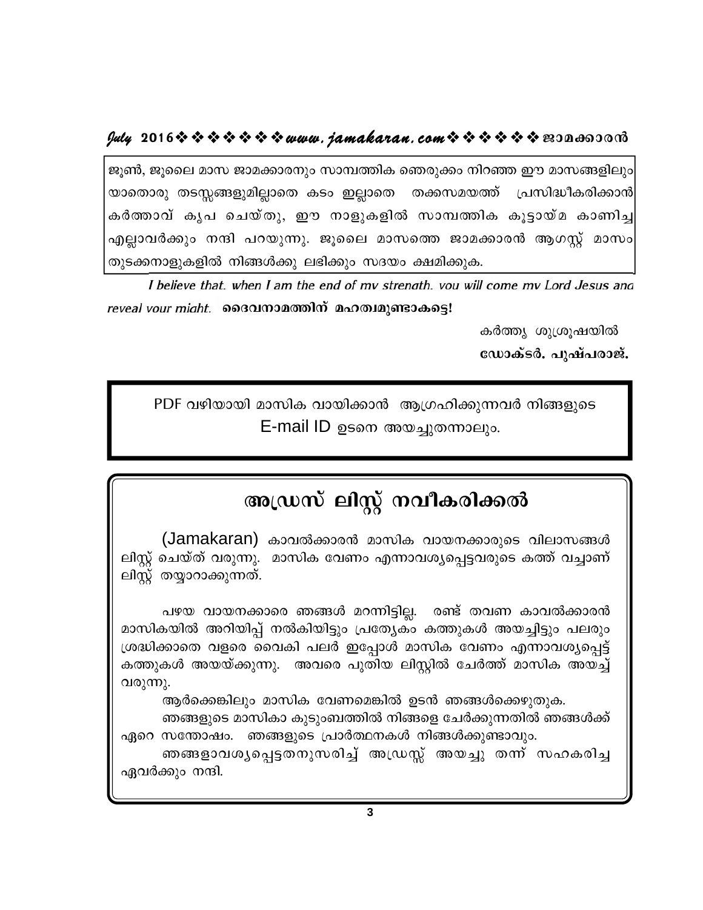ജൂൺ, ജൂലൈ മാസ ജാമക്കാരനും സാമ്പത്തിക ഞെരുക്കം നിറഞ്ഞ ഈ മാസങ്ങളിലും യാതൊരു തടസ്സങ്ങളുമില്ലാതെ കടം ഇല്ലാതെ തക്കസമയത്ത് പ്രസിദ്ധീകരിക്കാൻ കർത്താവ് കൃപ ചെയ്തു, ഈ നാളുകളിൽ സാമ്പത്തിക കൂട്ടായ്മ കാണിച്ച എല്ലാവർക്കും നന്ദി പറയുന്നു. ജൂലൈ മാസത്തെ ജാമക്കാരൻ ആഗസ്റ്റ് മാസം തുടക്കനാളുകളിൽ നിങ്ങൾക്കു ലഭിക്കും സദയം ക്ഷമിക്കുക.

*I believe that, when I am the end of my strength, you will come my Lord Jesus and reveal your might.* **ദൈവനാമത്തിന് മഹത്വമുണ്ടാകട്ടെ!**

കർത്തൃ ശുശ്രൂഷയിൽ
**ഡോക്ടർ. പുഷ്പരാജ്.**

PDF വഴിയായി മാസിക വായിക്കാൻ ആഗ്രഹിക്കുന്നവർ നിങ്ങളുടെ E-mail ID ഉടനെ അയച്ചുതന്നാലും.

# അഡ്രസ് ലിസ്റ്റ് നവീകരിക്കൽ

(Jamakaran) കാവൽക്കാരൻ മാസിക വായനക്കാരുടെ വിലാസങ്ങൾ ലിസ്റ്റ് ചെയ്ത് വരുന്നു. മാസിക വേണം എന്നാവശ്യപ്പെട്ടവരുടെ കത്ത് വച്ചാണ് ലിസ്റ്റ് തയ്യാറാക്കുന്നത്.

പഴയ വായനക്കാരെ ഞങ്ങൾ മറന്നിട്ടില്ല. രണ്ട് തവണ കാവൽക്കാരൻ മാസികയിൽ അറിയിപ്പ് നൽകിയിട്ടും പ്രത്യേകം കത്തുകൾ അയച്ചിട്ടും പലരും ശ്രദ്ധിക്കാതെ വളരെ വൈകി പലർ ഇപ്പോൾ മാസിക വേണം എന്നാവശ്യപ്പെട്ട് കത്തുകൾ അയയ്ക്കുന്നു. അവരെ പുതിയ ലിസ്റ്റിൽ ചേർത്ത് മാസിക അയച്ച് വരുന്നു.

ആർക്കെങ്കിലും മാസിക വേണമെങ്കിൽ ഉടൻ ഞങ്ങൾക്കെഴുതുക.

ഞങ്ങളുടെ മാസികാ കുടുംബത്തിൽ നിങ്ങളെ ചേർക്കുന്നതിൽ ഞങ്ങൾക്ക് ഏറെ സന്തോഷം. ഞങ്ങളുടെ പ്രാർത്ഥനകൾ നിങ്ങൾക്കുണ്ടാവും.

ഞങ്ങളാവശ്യപ്പെട്ടതനുസരിച്ച് അഡ്രസ്സ് അയച്ചു തന്ന് സഹകരിച്ച ഏവർക്കും നന്ദി.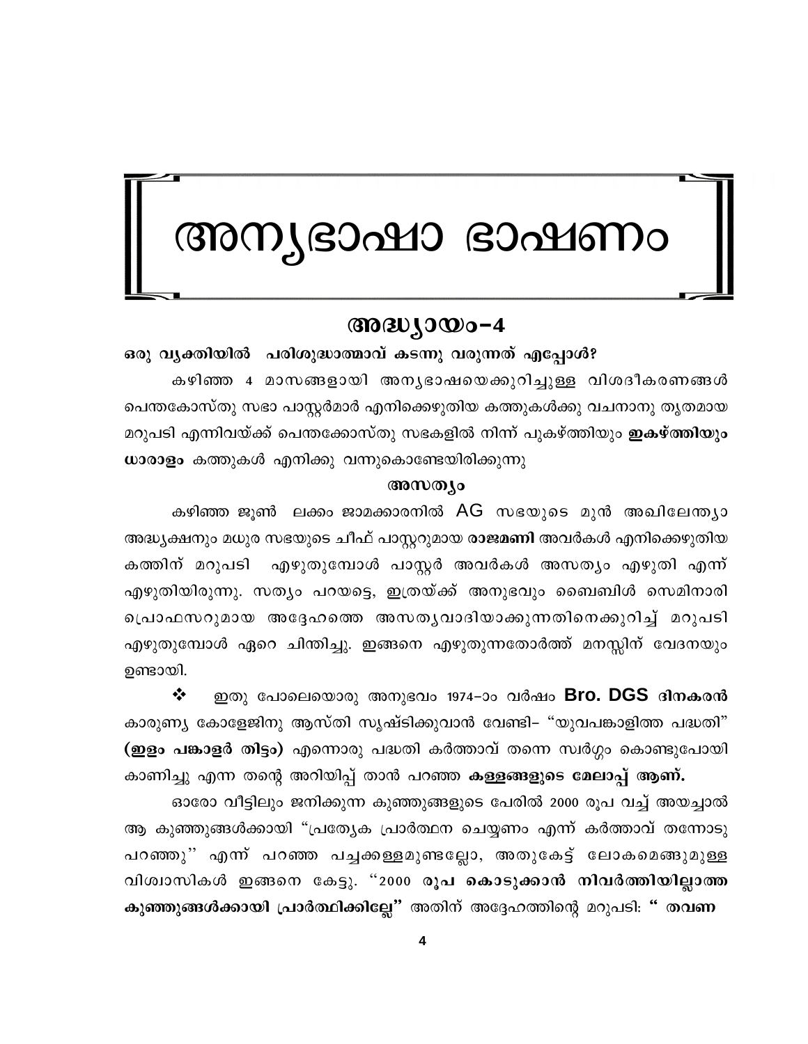# അന്യഭാഷാ ഭാഷണം

## അദ്ധ്യായം-4

**ഒരു വ്യക്തിയിൽ പരിശുദ്ധാത്മാവ് കടന്നു വരുന്നത് എപ്പോൾ?**

കഴിഞ്ഞ 4 മാസങ്ങളായി അന്യഭാഷയെക്കുറിച്ചുള്ള വിശദീകരണങ്ങൾ പെന്തകോസ്തു സഭാ പാസ്റ്റർമാർ എനിക്കെഴുതിയ കത്തുകൾക്കു വചനാനു തൃതമായ മറുപടി എന്നിവയ്ക്ക് പെന്തക്കോസ്തു സഭകളിൽ നിന്ന് പുകഴ്ത്തിയും **ഇകഴ്ത്തിയും ധാരാളം** കത്തുകൾ എനിക്കു വന്നുകൊണ്ടേയിരിക്കുന്നു

### അസത്യം

കഴിഞ്ഞ ജൂൺ ലക്കം ജാമക്കാരനിൽ AG സഭയുടെ മുൻ അഖിലേന്ത്യാ അദ്ധ്യക്ഷനും മധുര സഭയുടെ ചീഫ് പാസ്റ്ററുമായ **രാജമണി** അവർകൾ എനിക്കെഴുതിയ കത്തിന് മറുപടി എഴുതുമ്പോൾ പാസ്റ്റർ അവർകൾ അസത്യം എഴുതി എന്ന് എഴുതിയിരുന്നു. സത്യം പറയട്ടെ, ഇത്രയ്ക്ക് അനുഭവും ബൈബിൾ സെമിനാരി പ്രൊഫസറുമായ അദ്ദേഹത്തെ അസത്യവാദിയാക്കുന്നതിനെക്കുറിച്ച് മറുപടി എഴുതുമ്പോൾ ഏറെ ചിന്തിച്ചു. ഇങ്ങനെ എഴുതുന്നതോർത്ത് മനസ്സിന് വേദനയും ഉണ്ടായി.

❖ ഇതു പോലെയൊരു അനുഭവം 1974–ാം വർഷം **Bro. DGS ദിനകരൻ** കാരുണ്യ കോളേജിനു ആസ്തി സൃഷ്ടിക്കുവാൻ വേണ്ടി– "യുവപങ്കാളിത്ത പദ്ധതി" **(ഇളം പങ്കാളർ തിട്ടം)** എന്നൊരു പദ്ധതി കർത്താവ് തന്നെ സ്വർഗ്ഗം കൊണ്ടുപോയി കാണിച്ചു എന്ന തന്റെ അറിയിപ്പ് താൻ പറഞ്ഞ **കള്ളങ്ങളുടെ മേലാപ്പ് ആണ്.**

ഓരോ വീട്ടിലും ജനിക്കുന്ന കുഞ്ഞുങ്ങളുടെ പേരിൽ 2000 രൂപ വച്ച് അയച്ചാൽ ആ കുഞ്ഞുങ്ങൾക്കായി "പ്രത്യേക പ്രാർത്ഥന ചെയ്യണം എന്ന് കർത്താവ് തന്നോടു പറഞ്ഞു'' എന്ന് പറഞ്ഞ പച്ചക്കള്ളമുണ്ടല്ലോ, അതുകേട്ട് ലോകമെങ്ങുമുള്ള വിശ്വാസികൾ ഇങ്ങനെ കേട്ടു. ''2000 **രൂപ കൊടുക്കാൻ നിവർത്തിയില്ലാത്ത കുഞ്ഞുങ്ങൾക്കായി പ്രാർത്ഥിക്കില്ലേ"** അതിന് അദ്ദേഹത്തിന്റെ മറുപടി: **" തവണ**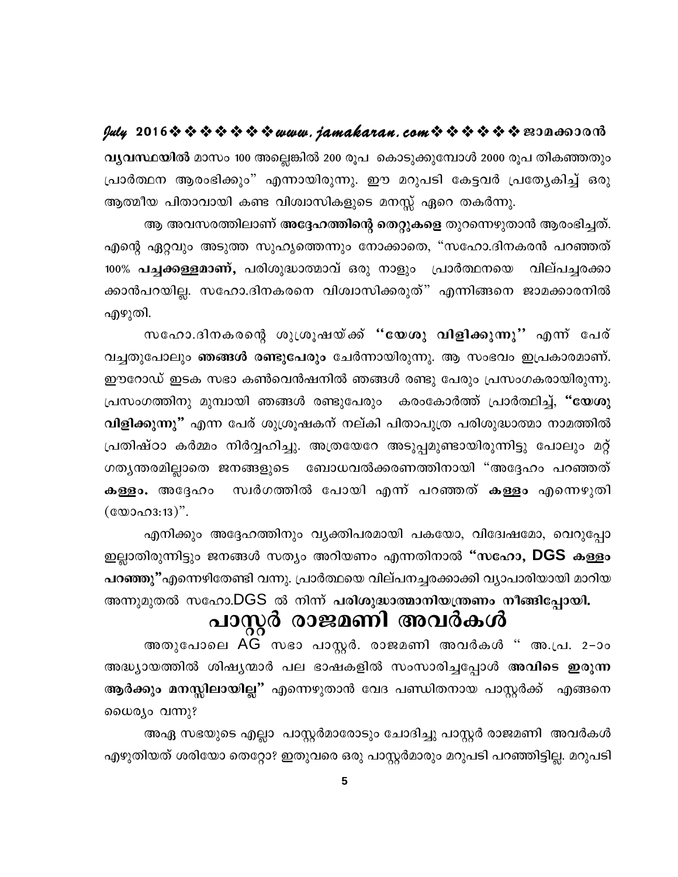**വ്യവസ്ഥയിൽ** മാസം 100 അല്ലെങ്കിൽ 200 രൂപ കൊടുക്കുമ്പോൾ 2000 രൂപ തികഞ്ഞതും പ്രാർത്ഥന ആരംഭിക്കും" എന്നായിരുന്നു. ഈ മറുപടി കേട്ടവർ പ്രത്യേകിച്ച് ഒരു ആത്മീയ പിതാവായി കണ്ട വിശ്വാസികളുടെ മനസ്സ് ഏറെ തകർന്നു.

ആ അവസരത്തിലാണ് **അദ്ദേഹത്തിന്റെ തെറ്റുകളെ** തുറന്നെഴുതാൻ ആരംഭിച്ചത്. എന്റെ ഏറ്റവും അടുത്ത സുഹൃത്തെന്നും നോക്കാതെ, "സഹോ.ദിനകരൻ പറഞ്ഞത് 100% **പച്ചക്കള്ളമാണ്,** പരിശുദ്ധാത്മാവ് ഒരു നാളും പ്രാർത്ഥനയെ വില്പച്ചരക്കാക്കാൻപറയില്ല. സഹോ.ദിനകരനെ വിശ്വാസിക്കരുത്" എന്നിങ്ങനെ ജാമക്കാരനിൽ എഴുതി.

സഹോ.ദിനകരന്റെ ശുശ്രൂഷയ്ക്ക് **''യേശു വിളിക്കുന്നു''** എന്ന് പേര് വച്ചതുപോലും **ഞങ്ങൾ രണ്ടുപേരും** ചേർന്നായിരുന്നു. ആ സംഭവം ഇപ്രകാരമാണ്. ഈറോഡ് ഇടക സഭാ കൺവെൻഷനിൽ ഞങ്ങൾ രണ്ടു പേരും പ്രസംഗകരായിരുന്നു. പ്രസംഗത്തിനു മുമ്പായി ഞങ്ങൾ രണ്ടുപേരും കരംകോർത്ത് പ്രാർത്ഥിച്ച്, **"യേശു വിളിക്കുന്നു"** എന്ന പേര് ശുശ്രൂഷകന് നല്കി പിതാപുത്ര പരിശുദ്ധാത്മാ നാമത്തിൽ പ്രതിഷ്ഠാ കർമ്മം നിർവ്വഹിച്ചു. അത്രയേറേ അടുപ്പമുണ്ടായിരുന്നിട്ടു പോലും മറ്റ് ഗത്യന്തരമില്ലാതെ ജനങ്ങളുടെ ബോധവൽക്കരണത്തിനായി "അദ്ദേഹം പറഞ്ഞത് **കള്ളം.** അദ്ദേഹം സ്വർഗത്തിൽ പോയി എന്ന് പറഞ്ഞത് **കള്ളം** എന്നെഴുതി (യോഹ3:13)".

എനിക്കും അദ്ദേഹത്തിനും വ്യക്തിപരമായി പകയോ, വിദ്വേഷമോ, വെറുപ്പോ ഇല്ലാതിരുന്നിട്ടും ജനങ്ങൾ സത്യം അറിയണം എന്നതിനാൽ **"സഹോ, DGS കള്ളം പറഞ്ഞു"**എന്നെഴിതേണ്ടി വന്നു. പ്രാർത്ഥയെ വില്പനച്ചരക്കാക്കി വ്യാപാരിയായി മാറിയ അന്നുമുതൽ സഹോ.DGS ൽ നിന്ന് **പരിശുദ്ധാത്മാനിയന്ത്രണം നീങ്ങിപ്പോയി.**

## പാസ്റ്റർ രാജമണി അവർകൾ

അതുപോലെ AG സഭാ പാസ്റ്റർ. രാജമണി അവർകൾ " അ.പ്ര. 2–ാം അദ്ധ്യായത്തിൽ ശിഷ്യന്മാർ പല ഭാഷകളിൽ സംസാരിച്ചപ്പോൾ **അവിടെ ഇരുന്ന ആർക്കും മനസ്സിലായില്ല"** എന്നെഴുതാൻ വേദ പണ്ഡിതനായ പാസ്റ്റർക്ക് എങ്ങനെ ധൈര്യം വന്നു?

അഏ സഭയുടെ എല്ലാ പാസ്റ്റർമാരോടും ചോദിച്ചു പാസ്റ്റർ രാജമണി അവർകൾ എഴുതിയത് ശരിയോ തെറ്റോ? ഇതുവരെ ഒരു പാസ്റ്റർമാരും മറുപടി പറഞ്ഞിട്ടില്ല. മറുപടി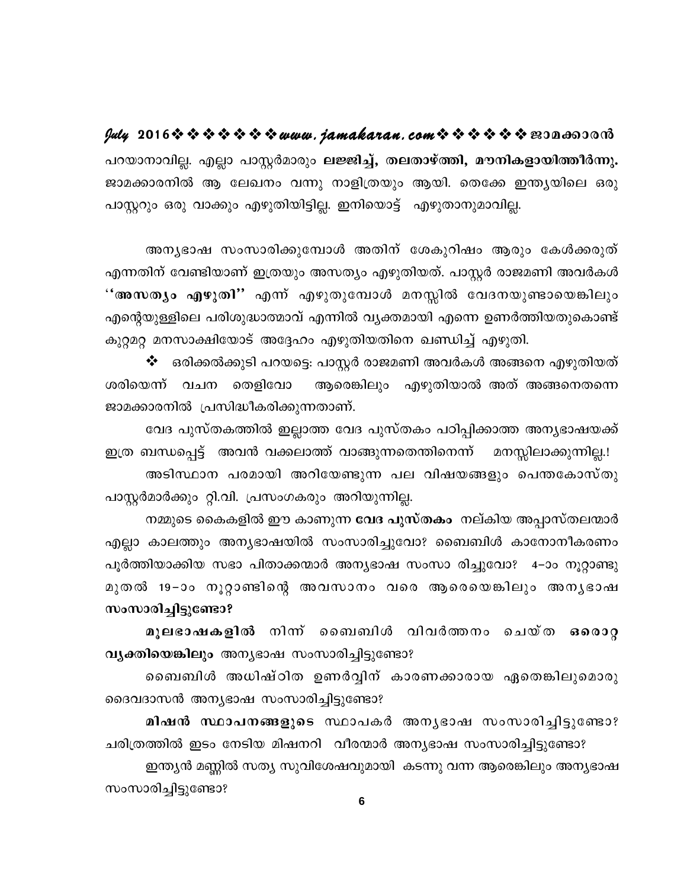പറയാനാവില്ല. എല്ലാ പാസ്റ്റർമാരും **ലജ്ജിച്ച്, തലതാഴ്ത്തി, മൗനികളായിത്തീർന്നു.** ജാമക്കാരനിൽ ആ ലേഖനം വന്നു നാളിത്രയും ആയി. തെക്കേ ഇന്ത്യയിലെ ഒരു പാസ്റ്ററും ഒരു വാക്കും എഴുതിയിട്ടില്ല. ഇനിയൊട്ട് എഴുതാനുമാവില്ല.

അന്യഭാഷ സംസാരിക്കുമ്പോൾ അതിന് ശേകുറിഷം ആരും കേൾക്കരുത് എന്നതിന് വേണ്ടിയാണ് ഇത്രയും അസത്യം എഴുതിയത്. പാസ്റ്റർ രാജമണി അവർകൾ **''അസത്യം എഴുതി''** എന്ന് എഴുതുമ്പോൾ മനസ്സിൽ വേദനയുണ്ടായെങ്കിലും എന്റെയുള്ളിലെ പരിശുദ്ധാത്മാവ് എന്നിൽ വ്യക്തമായി എന്നെ ഉണർത്തിയതുകൊണ്ട് കുറ്റമറ്റ മനസാക്ഷിയോട് അദ്ദേഹം എഴുതിയതിനെ ഖണ്ഡിച്ച് എഴുതി.

❖ ഒരിക്കൽക്കൂടി പറയട്ടെ: പാസ്റ്റർ രാജമണി അവർകൾ അങ്ങനെ എഴുതിയത് ശരിയെന്ന് വചന തെളിവോ ആരെങ്കിലും എഴുതിയാൽ അത് അങ്ങനെതന്നെ ജാമക്കാരനിൽ പ്രസിദ്ധീകരിക്കുന്നതാണ്.

വേദ പുസ്തകത്തിൽ ഇല്ലാത്ത വേദ പുസ്തകം പഠിപ്പിക്കാത്ത അന്യഭാഷയക്ക് ഇത്ര ബന്ധപ്പെട്ട് അവൻ വക്കലാത്ത് വാങ്ങുന്നതെന്തിനെന്ന് മനസ്സിലാക്കുന്നില്ല.!

അടിസ്ഥാന പരമായി അറിയേണ്ടുന്ന പല വിഷയങ്ങളും പെന്തകോസ്തു പാസ്റ്റർമാർക്കും റ്റി.വി. പ്രസംഗകരും അറിയുന്നില്ല.

നമ്മുടെ കൈകളിൽ ഈ കാണുന്ന **വേദ പുസ്തകം** നല്കിയ അപ്പാസ്തലന്മാർ എല്ലാ കാലത്തും അന്യഭാഷയിൽ സംസാരിച്ചുവോ? ബൈബിൾ കാനോനീകരണം പൂർത്തിയാക്കിയ സഭാ പിതാക്കന്മാർ അന്യഭാഷ സംസാ രിച്ചുവോ? 4–ാം നൂറ്റാണ്ടു മുതൽ 19–ാം നൂറ്റാണ്ടിന്റെ അവസാനം വരെ ആരെയെങ്കിലും അന്യഭാഷ **സംസാരിച്ചിട്ടുണ്ടോ?**

**മൂലഭാഷകളിൽ** നിന്ന് ബൈബിൾ വിവർത്തനം ചെയ്ത **ഒരൊറ്റ വ്യക്തിയെങ്കിലും** അന്യഭാഷ സംസാരിച്ചിട്ടുണ്ടോ?

ബൈബിൾ അധിഷ്ഠിത ഉണർവ്വിന് കാരണക്കാരായ ഏതെങ്കിലുമൊരു ദൈവദാസൻ അന്യഭാഷ സംസാരിച്ചിട്ടുണ്ടോ?

**മിഷൻ സ്ഥാപനങ്ങളുടെ** സ്ഥാപകർ അന്യഭാഷ സംസാരിച്ചിട്ടുണ്ടോ? ചരിത്രത്തിൽ ഇടം നേടിയ മിഷനറി വീരന്മാർ അന്യഭാഷ സംസാരിച്ചിട്ടുണ്ടോ?

ഇന്ത്യൻ മണ്ണിൽ സത്യ സുവിശേഷവുമായി കടന്നു വന്ന ആരെങ്കിലും അന്യഭാഷ സംസാരിച്ചിട്ടുണ്ടോ?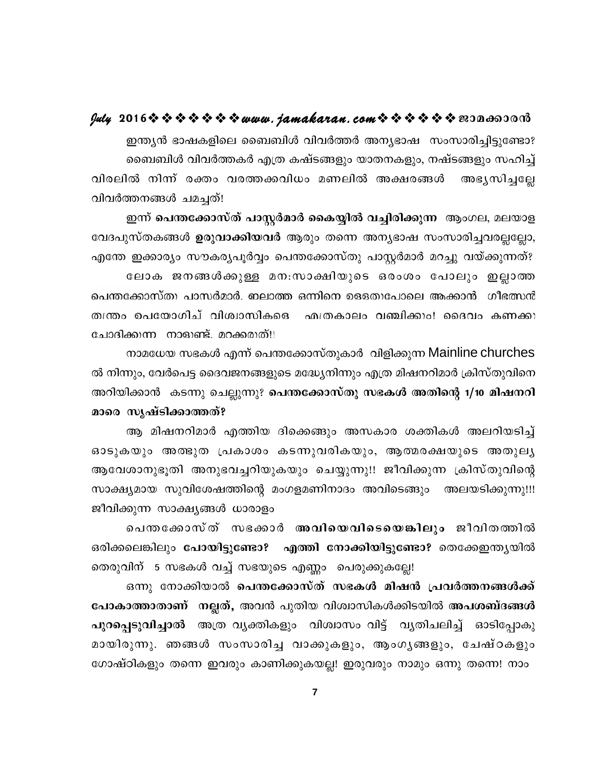ഇന്ത്യൻ ഭാഷകളിലെ ബൈബിൾ വിവർത്തർ അന്യഭാഷ സംസാരിച്ചിട്ടുണ്ടോ?

ബൈബിൾ വിവർത്തകർ എത്ര കഷ്ടങ്ങളും യാതനകളും, നഷ്ടങ്ങളും സഹിച്ച് വിരലിൽ നിന്ന് രക്തം വരത്തക്കവിധം മണലിൽ അക്ഷരങ്ങൾ അഭ്യസിച്ചല്ലേ വിവർത്തനങ്ങൾ ചമച്ചത്!

ഇന്ന് **പെന്തക്കോസ്ത് പാസ്റ്റർമാർ കൈയ്യിൽ വച്ചിരിക്കുന്ന** ആംഗല, മലയാള വേദപുസ്തകങ്ങൾ **ഉരുവാക്കിയവർ** ആരും തന്നെ അന്യഭാഷ സംസാരിച്ചവരല്ലല്ലോ, എന്തേ ഇക്കാര്യം സൗകര്യപൂർവ്വം പെന്തക്കോസ്തു പാസ്റ്റർമാർ മറച്ചു വയ്ക്കുന്നത്?

ലോക ജനങ്ങൾക്കുള്ള മന:സാക്ഷിയുടെ ഒരംശം പോലും ഇല്ലാത്ത പെന്തക്കോസ്തു പാസ്റ്റർമാർ. ഇല്ലാത്ത ഒന്നിനെ ഉള്ളതുപോലെ ആക്കാൻ ഗീബത്സൻ തന്ത്രം പ്രയോഗിച്ച് വിശ്വാസികളെ എത്രകാലം വഞ്ചിക്കും! ദൈവം കണക്കു ചോദിക്കുന്ന നാളുണ്ട്. മറക്കരുത്!!

നാമധേയ സഭകൾ എന്ന് പെന്തക്കോസ്തുകാർ വിളിക്കുന്ന Mainline churches ൽ നിന്നും, വേർപെട്ട ദൈവജനങ്ങളുടെ മദ്ധ്യേനിന്നും എത്ര മിഷനറിമാർ ക്രിസ്തുവിനെ അറിയിക്കാൻ കടന്നു ചെല്ലുന്നു? **പെന്തക്കോസ്തു സഭകൾ അതിന്റെ 1/10 മിഷനറി മാരെ സൃഷ്ടിക്കാത്തത്?**

ആ മിഷനറിമാർ എത്തിയ ദിക്കെങ്ങും അസകാര ശക്തികൾ അലറിയടിച്ച് ഓടുകയും അത്ഭുത പ്രകാശം കടന്നുവരികയും, ആത്മരക്ഷയുടെ അതുല്യ ആവേശാനുഭൂതി അനുഭവച്ചറിയുകയും ചെയ്യുന്നു!! ജീവിക്കുന്ന ക്രിസ്തുവിന്റെ സാക്ഷ്യമായ സുവിശേഷത്തിന്റെ മംഗളമണിനാദം അവിടെങ്ങും അലയടിക്കുന്നു!!! ജീവിക്കുന്ന സാക്ഷ്യങ്ങൾ ധാരാളം

പെന്തക്കോസ്ത് സഭക്കാർ **അവിയെവിടെയെങ്കിലും** ജീവിതത്തിൽ ഒരിക്കലെങ്കിലും **പോയിട്ടുണ്ടോ? എത്തി നോക്കിയിട്ടുണ്ടോ?** തെക്കേഇന്ത്യയിൽ തെരുവിന് 5 സഭകൾ വച്ച് സഭയുടെ എണ്ണം പെരുക്കുകല്ലേ!

ഒന്നു നോക്കിയാൽ **പെന്തക്കോസ്ത് സഭകൾ മിഷൻ പ്രവർത്തനങ്ങൾക്ക് പോകാത്താതാണ് നല്ലത്,** അവൻ പുതിയ വിശ്വാസികൾക്കിടയിൽ **അപശബ്ദങ്ങൾ പുറപ്പെടുവിച്ചാൽ** അത്ര വ്യക്തികളും വിശ്വാസം വിട്ട് വ്യതിചലിച്ച് ഓടിപ്പോകു മായിരുന്നു. ഞങ്ങൾ സംസാരിച്ച വാക്കുകളും, ആംഗ്യങ്ങളും, ചേഷ്ഠകളും ഗോഷ്ഠികളും തന്നെ ഇവരും കാണിക്കുകയല്ല! ഇരുവരും നാമും ഒന്നു തന്നെ! നാം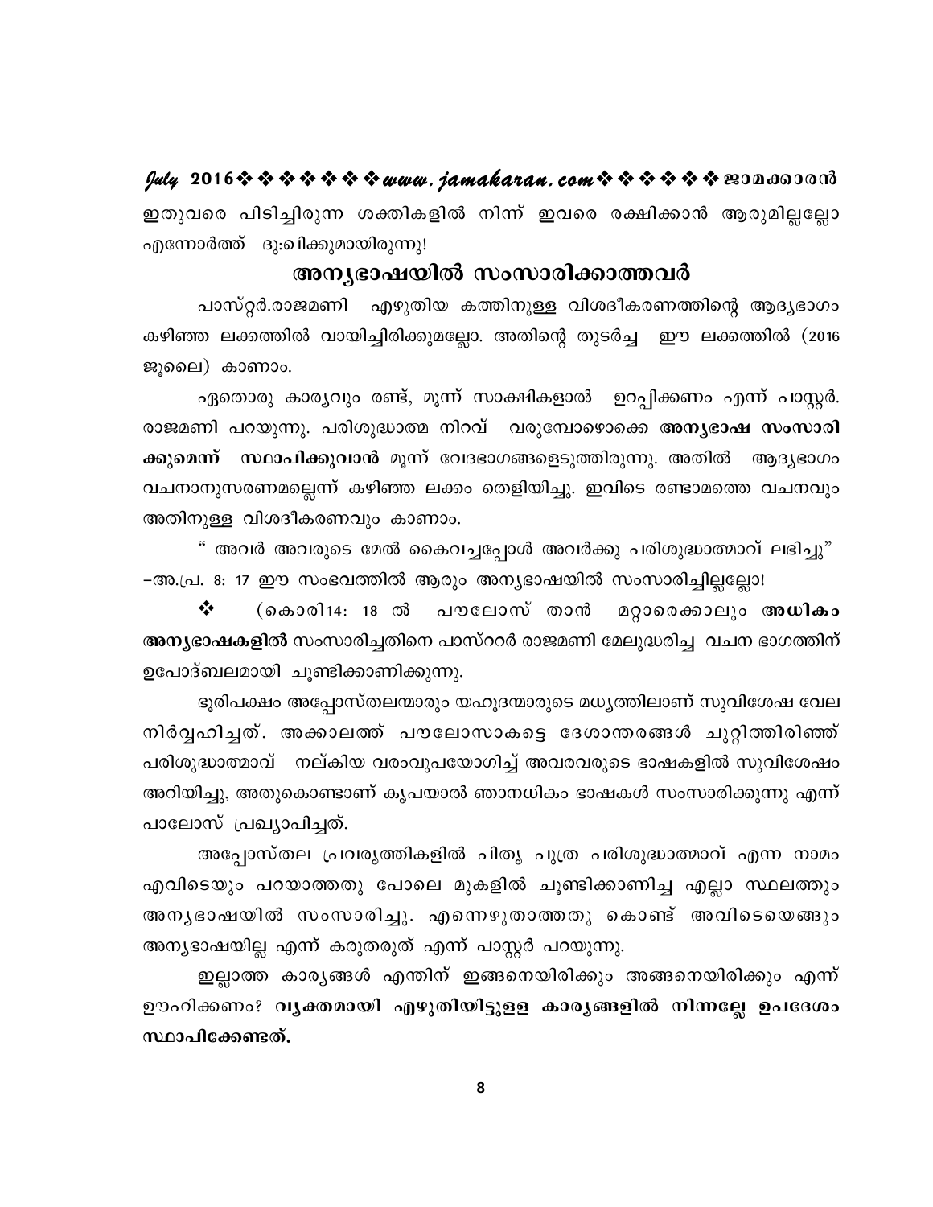ഇതുവരെ പിടിച്ചിരുന്ന ശക്തികളിൽ നിന്ന് ഇവരെ രക്ഷിക്കാൻ ആരുമില്ലല്ലോ എന്നോർത്ത് ദു:ഖിക്കുമായിരുന്നു!

## അന്യഭാഷയിൽ സംസാരിക്കാത്തവർ

പാസ്റ്റർ.രാജമണി എഴുതിയ കത്തിനുള്ള വിശദീകരണത്തിന്റെ ആദ്യഭാഗം കഴിഞ്ഞ ലക്കത്തിൽ വായിച്ചിരിക്കുമല്ലോ. അതിന്റെ തുടർച്ച ഈ ലക്കത്തിൽ (2016 ജൂലൈ) കാണാം.

ഏതൊരു കാര്യവും രണ്ട്, മൂന്ന് സാക്ഷികളാൽ ഉറപ്പിക്കണം എന്ന് പാസ്റ്റർ. രാജമണി പറയുന്നു. പരിശുദ്ധാത്മ നിറവ് വരുമ്പോഴൊക്കെ **അന്യഭാഷ സംസാരിക്കുമെന്ന് സ്ഥാപിക്കുവാൻ** മൂന്ന് വേദഭാഗങ്ങളെടുത്തിരുന്നു. അതിൽ ആദ്യഭാഗം വചനാനുസരണമല്ലെന്ന് കഴിഞ്ഞ ലക്കം തെളിയിച്ചു. ഇവിടെ രണ്ടാമത്തെ വചനവും അതിനുള്ള വിശദീകരണവും കാണാം.

" അവർ അവരുടെ മേൽ കൈവച്ചപ്പോൾ അവർക്കു പരിശുദ്ധാത്മാവ് ലഭിച്ചു" –അ.പ്ര. 8: 17 ഈ സംഭവത്തിൽ ആരും അന്യഭാഷയിൽ സംസാരിച്ചില്ലല്ലോ!

❖ (കൊരി14: 18 ൽ പൗലോസ് താൻ മറ്റാരെക്കാലും **അധികം അന്യഭാഷകളിൽ** സംസാരിച്ചതിനെ പാസ്ററർ രാജമണി മേലുദ്ധരിച്ച വചന ഭാഗത്തിന് ഉപോദ്ബലമായി ചൂണ്ടിക്കാണിക്കുന്നു.

ഭൂരിപക്ഷം അപ്പോസ്തലന്മാരും യഹൂദന്മാരുടെ മധ്യത്തിലാണ് സുവിശേഷ വേല നിർവ്വഹിച്ചത്. അക്കാലത്ത് പൗലോസാകട്ടെ ദേശാന്തരങ്ങൾ ചുറ്റിത്തിരിഞ്ഞ് പരിശുദ്ധാത്മാവ് നല്കിയ വരംവുപയോഗിച്ച് അവരവരുടെ ഭാഷകളിൽ സുവിശേഷം അറിയിച്ചു, അതുകൊണ്ടാണ് കൃപയാൽ ഞാനധികം ഭാഷകൾ സംസാരിക്കുന്നു എന്ന് പാലോസ് പ്രഖ്യാപിച്ചത്.

അപ്പോസ്തല പ്രവൃത്തികളിൽ പിതൃ പുത്ര പരിശുദ്ധാത്മാവ് എന്ന നാമം എവിടെയും പറയാത്തതു പോലെ മുകളിൽ ചൂണ്ടിക്കാണിച്ച എല്ലാ സ്ഥലത്തും അന്യഭാഷയിൽ സംസാരിച്ചു. എന്നെഴുതാത്തതു കൊണ്ട് അവിടെയെങ്ങും അന്യഭാഷയില്ല എന്ന് കരുതരുത് എന്ന് പാസ്റ്റർ പറയുന്നു.

ഇല്ലാത്ത കാര്യങ്ങൾ എന്തിന് ഇങ്ങനെയിരിക്കും അങ്ങനെയിരിക്കും എന്ന് ഊഹിക്കണം? **വ്യക്തമായി എഴുതിയിട്ടുള്ള കാര്യങ്ങളിൽ നിന്നല്ലേ ഉപദേശം സ്ഥാപിക്കേണ്ടത്.**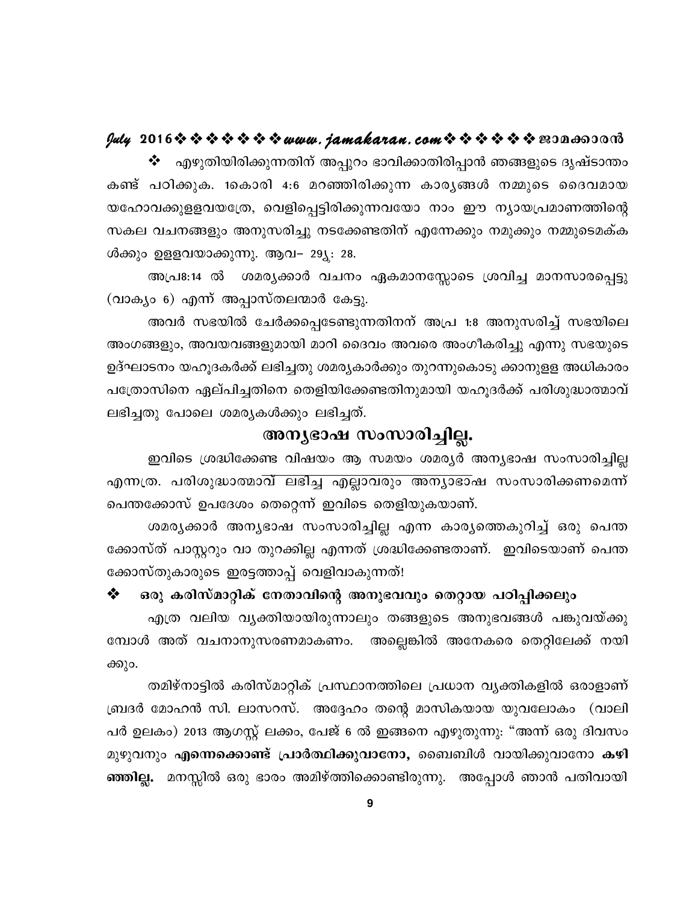❖ എഴുതിയിരിക്കുന്നതിന് അപ്പുറം ഭാവിക്കാതിരിപ്പാൻ ഞങ്ങളുടെ ദൃഷ്ടാന്തം കണ്ട് പഠിക്കുക. 1കൊരി 4:6 മറഞ്ഞിരിക്കുന്ന കാര്യങ്ങൾ നമ്മുടെ ദൈവമായ യഹോവക്കുള്ളവയത്രേ, വെളിപ്പെട്ടിരിക്കുന്നവയോ നാം ഈ ന്യായപ്രമാണത്തിന്റെ സകല വചനങ്ങളും അനുസരിച്ചു നടക്കേണ്ടതിന് എന്നേക്കും നമുക്കും നമ്മുടെമക്കൾക്കും ഉള്ളവയാക്കുന്നു. ആവ– 29:28.

അപ്ര8:14 ൽ ശമര്യക്കാർ വചനം ഏകമാനസ്സോടെ ശ്രവിച്ച മാനസാരപ്പെട്ടു (വാക്യം 6) എന്ന് അപ്പാസ്തലന്മാർ കേട്ടു.

അവർ സഭയിൽ ചേർക്കപ്പെടേണ്ടുന്നതിനന് അപ്ര 1:8 അനുസരിച്ച് സഭയിലെ അംഗങ്ങളും, അവയവങ്ങളുമായി മാറി ദൈവം അവരെ അംഗീകരിച്ചു എന്നു സഭയുടെ ഉദ്ഘാടനം യഹൂദകർക്ക് ലഭിച്ചതു ശമര്യകാർക്കും തുറന്നുകൊടു ക്കാനുള്ള അധികാരം പത്രോസിനെ ഏല്പിച്ചതിനെ തെളിയിക്കേണ്ടതിനുമായി യഹൂദർക്ക് പരിശുദ്ധാത്മാവ് ലഭിച്ചതു പോലെ ശമര്യകൾക്കും ലഭിച്ചത്.

## അന്യഭാഷ സംസാരിച്ചില്ല.

ഇവിടെ ശ്രദ്ധിക്കേണ്ട വിഷയം ആ സമയം ശമര്യർ അന്യഭാഷ സംസാരിച്ചില്ല എന്നത്ര. പരിശുദ്ധാത്മാവ് ലഭിച്ച എല്ലാവരും അന്യാഭാഷ സംസാരിക്കണമെന്ന് പെന്തക്കോസ് ഉപദേശം തെറ്റെന്ന് ഇവിടെ തെളിയുകയാണ്.

ശമര്യക്കാർ അന്യഭാഷ സംസാരിച്ചില്ല എന്ന കാര്യത്തെകുറിച്ച് ഒരു പെന്തക്കോസ്ത് പാസ്റ്ററും വാ തുറക്കില്ല എന്നത് ശ്രദ്ധിക്കേണ്ടതാണ്. ഇവിടെയാണ് പെന്തക്കോസ്തുകാരുടെ ഇരട്ടത്താപ്പ് വെളിവാകുന്നത്!

### ❖ ഒരു കരിസ്മാറ്റിക് നേതാവിന്റെ അനുഭവവും തെറ്റായ പഠിപ്പിക്കലും

എത്ര വലിയ വ്യക്തിയായിരുന്നാലും തങ്ങളുടെ അനുഭവങ്ങൾ പങ്കുവയ്ക്കുമ്പോൾ അത് വചനാനുസരണമാകണം. അല്ലെങ്കിൽ അനേകരെ തെറ്റിലേക്ക് നയിക്കും.

തമിഴ്നാട്ടിൽ കരിസ്മാറ്റിക് പ്രസ്ഥാനത്തിലെ പ്രധാന വ്യക്തികളിൽ ഒരാളാണ് ബ്രദർ മോഹൻ സി. ലാസറസ്. അദ്ദേഹം തന്റെ മാസികയായ യുവലോകം (വാലിപർ ഉലകം) 2013 ആഗസ്റ്റ് ലക്കം, പേജ് 6 ൽ ഇങ്ങനെ എഴുതുന്നു: "അന്ന് ഒരു ദിവസം മുഴുവനും **എന്നെക്കൊണ്ട് പ്രാർത്ഥിക്കുവാനോ,** ബൈബിൾ വായിക്കുവാനോ **കഴിഞ്ഞില്ല.** മനസ്സിൽ ഒരു ഭാരം അമിഴ്ത്തിക്കൊണ്ടിരുന്നു. അപ്പോൾ ഞാൻ പതിവായി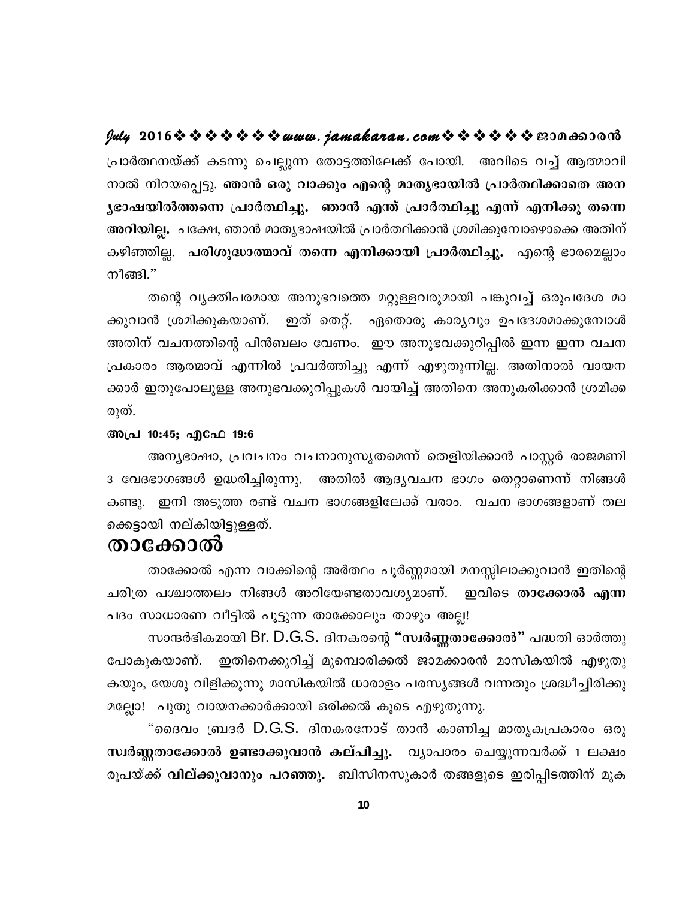പ്രാർത്ഥനയ്ക്ക് കടന്നു ചെല്ലുന്ന തോട്ടത്തിലേക്ക് പോയി. അവിടെ വച്ച് ആത്മാവിനാൽ നിറയപ്പെട്ടു. **ഞാൻ ഒരു വാക്കും എന്റെ മാതൃഭായിൽ പ്രാർത്ഥിക്കാതെ അന്യഭാഷയിൽത്തന്നെ പ്രാർത്ഥിച്ചു. ഞാൻ എന്ത് പ്രാർത്ഥിച്ചു എന്ന് എനിക്കു തന്നെ അറിയില്ല.** പക്ഷേ, ഞാൻ മാതൃഭാഷയിൽ പ്രാർത്ഥിക്കാൻ ശ്രമിക്കുമ്പോഴൊക്കെ അതിന് കഴിഞ്ഞില്ല. **പരിശുദ്ധാത്മാവ് തന്നെ എനിക്കായി പ്രാർത്ഥിച്ചു.** എന്റെ ഭാരമെല്ലാം നീങ്ങി."

തന്റെ വ്യക്തിപരമായ അനുഭവത്തെ മറ്റുള്ളവരുമായി പങ്കുവച്ച് ഒരുപദേശ മാക്കുവാൻ ശ്രമിക്കുകയാണ്. ഇത് തെറ്റ്. ഏതൊരു കാര്യവും ഉപദേശമാക്കുമ്പോൾ അതിന് വചനത്തിന്റെ പിൻബലം വേണം. ഈ അനുഭവക്കുറിപ്പിൽ ഇന്ന ഇന്ന വചന പ്രകാരം ആത്മാവ് എന്നിൽ പ്രവർത്തിച്ചു എന്ന് എഴുതുന്നില്ല. അതിനാൽ വായനക്കാർ ഇതുപോലുള്ള അനുഭവക്കുറിപ്പുകൾ വായിച്ച് അതിനെ അനുകരിക്കാൻ ശ്രമിക്കരുത്.

**അപ്ര 10:45; എഫേ 19:6**

അന്യഭാഷാ, പ്രവചനം വചനാനുസൃതമെന്ന് തെളിയിക്കാൻ പാസ്റ്റർ രാജമണി 3 വേദഭാഗങ്ങൾ ഉദ്ധരിച്ചിരുന്നു. അതിൽ ആദ്യവചന ഭാഗം തെറ്റാണെന്ന് നിങ്ങൾ കണ്ടു. ഇനി അടുത്ത രണ്ട് വചന ഭാഗങ്ങളിലേക്ക് വരാം. വചന ഭാഗങ്ങളാണ് തലക്കെട്ടായി നല്കിയിട്ടുള്ളത്.

# താക്കോൽ

താക്കോൽ എന്ന വാക്കിന്റെ അർത്ഥം പൂർണ്ണമായി മനസ്സിലാക്കുവാൻ ഇതിന്റെ ചരിത്ര പശ്ചാത്തലം നിങ്ങൾ അറിയേണ്ടതാവശ്യമാണ്. ഇവിടെ **താക്കോൽ എന്ന** പദം സാധാരണ വീട്ടിൽ പൂട്ടുന്ന താക്കോലും താഴും അല്ല!

സാന്ദർഭികമായി Br. D.G.S. ദിനകരന്റെ **"സ്വർണ്ണതാക്കോൽ"** പദ്ധതി ഓർത്തു പോകുകയാണ്. ഇതിനെക്കുറിച്ച് മുമ്പൊരിക്കൽ ജാമക്കാരൻ മാസികയിൽ എഴുതുകയും, യേശു വിളിക്കുന്നു മാസികയിൽ ധാരാളം പരസ്യങ്ങൾ വന്നതും ശ്രദ്ധിച്ചിരിക്കുമല്ലോ! പുതു വായനക്കാർക്കായി ഒരിക്കൽ കൂടെ എഴുതുന്നു.

"ദൈവം ബ്രദർ D.G.S. ദിനകരനോട് താൻ കാണിച്ച മാതൃകപ്രകാരം ഒരു **സ്വർണ്ണതാക്കോൽ ഉണ്ടാക്കുവാൻ കല്പിച്ചു.** വ്യാപാരം ചെയ്യുന്നവർക്ക് 1 ലക്ഷം രൂപയ്ക്ക് **വില്ക്കുവാനും പറഞ്ഞു.** ബിസിനസുകാർ തങ്ങളുടെ ഇരിപ്പിടത്തിന് മുക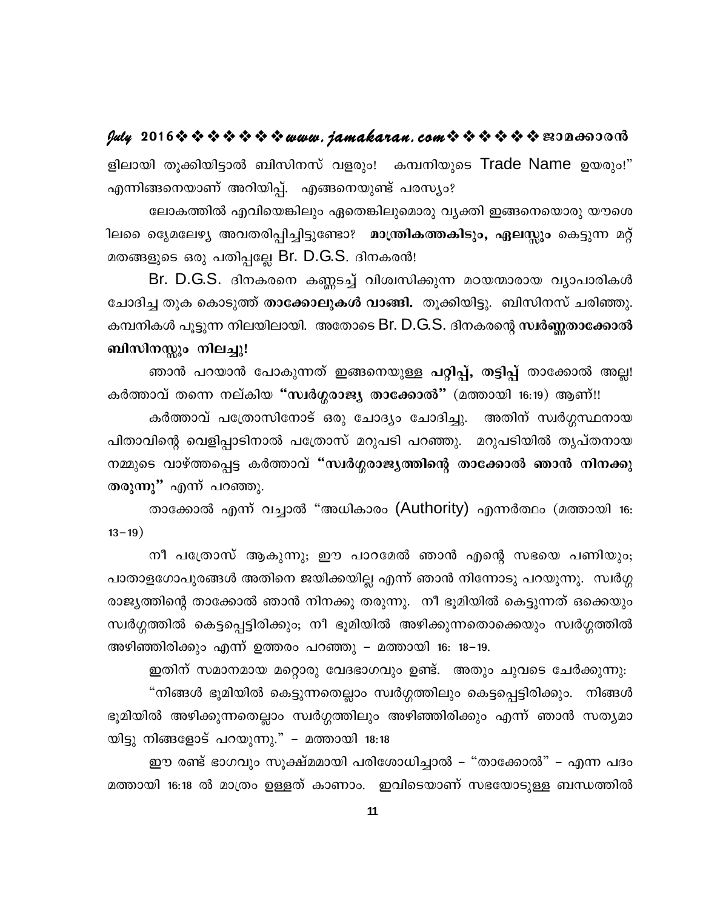ളിലായി തൂക്കിയിട്ടാൽ ബിസിനസ് വളരും! കമ്പനിയുടെ Trade Name ഉയരും!" എന്നിങ്ങനെയാണ് അറിയിപ്പ്. എങ്ങനെയുണ്ട് പരസ്യം?

ലോകത്തിൽ എവിടെയെങ്കിലും ഏതെങ്കിലുമൊരു വ്യക്തി ഇങ്ങനെയൊരു യൗശെ ിലൈ ദൈമേലേഴ്യ അവതരിപ്പിച്ചിട്ടുണ്ടോ? **മാന്ത്രികത്തകിടും, ഏലസ്സും** കെട്ടുന്ന മറ്റ് മതങ്ങളുടെ ഒരു പതിപ്പല്ലേ Br. D.G.S. ദിനകരൻ!

Br. D.G.S. ദിനകരനെ കണ്ണടച്ച് വിശ്വസിക്കുന്ന മഠയന്മാരായ വ്യാപാരികൾ ചോദിച്ച തുക കൊടുത്ത് **താക്കോലുകൾ വാങ്ങി.** തൂക്കിയിട്ടു. ബിസിനസ് ചരിഞ്ഞു. കമ്പനികൾ പൂട്ടുന്ന നിലയിലായി. അതോടെ Br. D.G.S. ദിനകരന്റെ **സ്വർണ്ണതാക്കോൽ ബിസിനസ്സും നിലച്ചു!**

ഞാൻ പറയാൻ പോകുന്നത് ഇങ്ങനെയുള്ള **പറ്റിപ്പ്, തട്ടിപ്പ്** താക്കോൽ അല്ല! കർത്താവ് തന്നെ നല്കിയ **"സ്വർഗ്ഗരാജ്യ താക്കോൽ"** (മത്തായി 16:19) ആണ്!!

കർത്താവ് പത്രോസിനോട് ഒരു ചോദ്യം ചോദിച്ചു. അതിന് സ്വർഗ്ഗസ്ഥനായ പിതാവിന്റെ വെളിപ്പാടിനാൽ പത്രോസ് മറുപടി പറഞ്ഞു. മറുപടിയിൽ തൃപ്തനായ നമ്മുടെ വാഴ്ത്തപ്പെട്ട കർത്താവ് **"സ്വർഗ്ഗരാജ്യത്തിന്റെ താക്കോൽ ഞാൻ നിനക്കു തരുന്നു"** എന്ന് പറഞ്ഞു.

താക്കോൽ എന്ന് വച്ചാൽ "അധികാരം (Authority) എന്നർത്ഥം (മത്തായി 16: 13–19)

നീ പത്രോസ് ആകുന്നു; ഈ പാറമേൽ ഞാൻ എന്റെ സഭയെ പണിയും; പാതാളഗോപുരങ്ങൾ അതിനെ ജയിക്കയില്ല എന്ന് ഞാൻ നിന്നോടു പറയുന്നു. സ്വർഗ്ഗ രാജ്യത്തിന്റെ താക്കോൽ ഞാൻ നിനക്കു തരുന്നു. നീ ഭൂമിയിൽ കെട്ടുന്നത് ഒക്കെയും സ്വർഗ്ഗത്തിൽ കെട്ടപ്പെട്ടിരിക്കും; നീ ഭൂമിയിൽ അഴിക്കുന്നതൊക്കെയും സ്വർഗ്ഗത്തിൽ അഴിഞ്ഞിരിക്കും എന്ന് ഉത്തരം പറഞ്ഞു – മത്തായി 16: 18–19.

ഇതിന് സമാനമായ മറ്റൊരു വേദഭാഗവും ഉണ്ട്. അതും ചുവടെ ചേർക്കുന്നു:

"നിങ്ങൾ ഭൂമിയിൽ കെട്ടുന്നതെല്ലാം സ്വർഗ്ഗത്തിലും കെട്ടപ്പെട്ടിരിക്കും. നിങ്ങൾ ഭൂമിയിൽ അഴിക്കുന്നതെല്ലാം സ്വർഗ്ഗത്തിലും അഴിഞ്ഞിരിക്കും എന്ന് ഞാൻ സത്യമായിട്ടു നിങ്ങളോട് പറയുന്നു." – മത്തായി 18:18

ഈ രണ്ട് ഭാഗവും സൂക്ഷ്മമായി പരിശോധിച്ചാൽ – "താക്കോൽ" – എന്ന പദം മത്തായി 16:18 ൽ മാത്രം ഉള്ളത് കാണാം. ഇവിടെയാണ് സഭയോടുള്ള ബന്ധത്തിൽ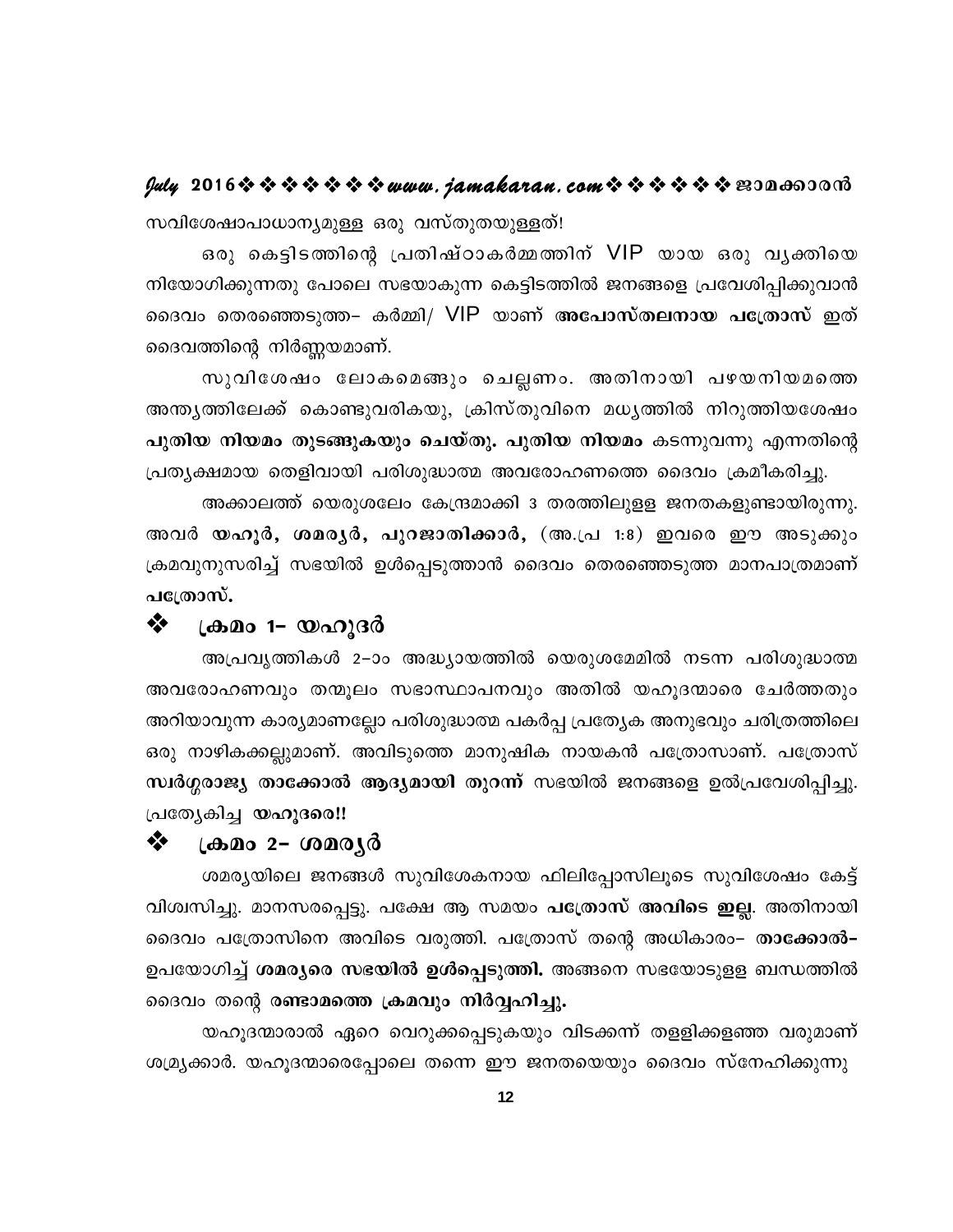സവിശേഷാപാധാന്യമുള്ള ഒരു വസ്തുതയുള്ളത്!

ഒരു കെട്ടിടത്തിന്റെ പ്രതിഷ്ഠാകർമ്മത്തിന് VIP യായ ഒരു വ്യക്തിയെ നിയോഗിക്കുന്നതു പോലെ സഭയാകുന്ന കെട്ടിടത്തിൽ ജനങ്ങളെ പ്രവേശിപ്പിക്കുവാൻ ദൈവം തെരഞ്ഞെടുത്ത– കർമ്മി/ VIP യാണ് **അപോസ്തലനായ പത്രോസ്** ഇത് ദൈവത്തിന്റെ നിർണ്ണയമാണ്.

സുവിശേഷം ലോകമെങ്ങും ചെല്ലണം. അതിനായി പഴയനിയമത്തെ അന്ത്യത്തിലേക്ക് കൊണ്ടുവരികയു, ക്രിസ്തുവിനെ മധ്യത്തിൽ നിറുത്തിയശേഷം **പുതിയ നിയമം തുടങ്ങുകയും ചെയ്തു. പുതിയ നിയമം** കടന്നുവന്നു എന്നതിന്റെ പ്രത്യക്ഷമായ തെളിവായി പരിശുദ്ധാത്മ അവരോഹണത്തെ ദൈവം ക്രമീകരിച്ചു.

അക്കാലത്ത് യെരുശലേം കേന്ദ്രമാക്കി 3 തരത്തിലുള്ള ജനതകളുണ്ടായിരുന്നു. അവർ **യഹൂർ, ശമര്യർ, പുറജാതിക്കാർ,** (അ.പ്ര 1:8) ഇവരെ ഈ അടുക്കും ക്രമവുനുസരിച്ച് സഭയിൽ ഉൾപ്പെടുത്താൻ ദൈവം തെരഞ്ഞെടുത്ത മാനപാത്രമാണ് **പത്രോസ്.**

## ❖ ക്രമം 1– യഹൂദർ

അപ്രവൃത്തികൾ 2–ാം അദ്ധ്യായത്തിൽ യെരുശമേമിൽ നടന്ന പരിശുദ്ധാത്മ അവരോഹണവും തന്മൂലം സഭാസ്ഥാപനവും അതിൽ യഹൂദന്മാരെ ചേർത്തതും അറിയാവുന്ന കാര്യമാണല്ലോ പരിശുദ്ധാത്മ പകർപ്പ പ്രത്യേക അനുഭവും ചരിത്രത്തിലെ ഒരു നാഴികക്കല്ലുമാണ്. അവിടുത്തെ മാനുഷിക നായകൻ പത്രോസാണ്. പത്രോസ് **സ്വർഗ്ഗരാജ്യ താക്കോൽ ആദ്യമായി തുറന്ന്** സഭയിൽ ജനങ്ങളെ ഉൽപ്രവേശിപ്പിച്ചു. പ്രത്യേകിച്ച **യഹൂദരെ!!**

## ❖ ക്രമം 2– ശമര്യർ

ശമര്യയിലെ ജനങ്ങൾ സുവിശേകനായ ഫിലിപ്പോസിലൂടെ സുവിശേഷം കേട്ട് വിശ്വസിച്ചു. മാനസരപ്പെട്ടു. പക്ഷേ ആ സമയം **പത്രോസ് അവിടെ ഇല്ല**. അതിനായി ദൈവം പത്രോസിനെ അവിടെ വരുത്തി. പത്രോസ് തന്റെ അധികാരം– **താക്കോൽ–** ഉപയോഗിച്ച് **ശമര്യരെ സഭയിൽ ഉൾപ്പെടുത്തി.** അങ്ങനെ സഭയോടുള്ള ബന്ധത്തിൽ ദൈവം തന്റെ **രണ്ടാമത്തെ ക്രമവും നിർവ്വഹിച്ചു.**

യഹൂദന്മാരാൽ ഏറെ വെറുക്കപ്പെടുകയും വിടക്കന്ന് തള്ളിക്കളഞ്ഞ വരുമാണ് ശമ്ര്യക്കാർ. യഹൂദന്മാരെപ്പോലെ തന്നെ ഈ ജനതയെയും ദൈവം സ്നേഹിക്കുന്നു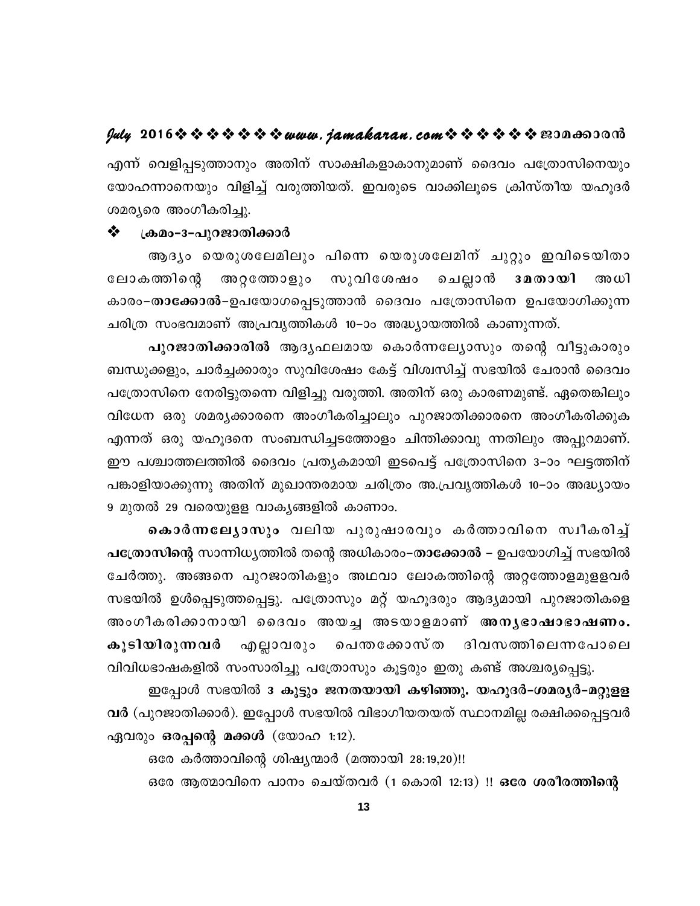എന്ന് വെളിപ്പെടുത്താനും അതിന് സാക്ഷികളാകാനുമാണ് ദൈവം പത്രോസിനെയും യോഹന്നാനെയും വിളിച്ച് വരുത്തിയത്. ഇവരുടെ വാക്കിലൂടെ ക്രിസ്തീയ യഹൂദർ ശമര്യരെ അംഗീകരിച്ചു.

❖ **ക്രമം-3-പുറജാതിക്കാർ**

ആദ്യം യെരുശലേമിലും പിന്നെ യെരുശലേമിന് ചുറ്റും ഇവിടെയിതാ ലോകത്തിന്റെ അറ്റത്തോളും സുവിശേഷം ചെല്ലാൻ **3മതായി** അധികാരം-**താക്കോൽ**-ഉപയോഗപ്പെടുത്താൻ ദൈവം പത്രോസിനെ ഉപയോഗിക്കുന്ന ചരിത്ര സംഭവമാണ് അപ്രവൃത്തികൾ 10-ാം അദ്ധ്യായത്തിൽ കാണുന്നത്.

**പുറജാതിക്കാരിൽ** ആദ്യഫലമായ കൊർന്നല്യോസും തന്റെ വീട്ടുകാരും ബന്ധുക്കളും, ചാർച്ചക്കാരും സുവിശേഷം കേട്ട് വിശ്വസിച്ച് സഭയിൽ ചേരാൻ ദൈവം പത്രോസിനെ നേരിട്ടുതന്നെ വിളിച്ചു വരുത്തി. അതിന് ഒരു കാരണമുണ്ട്. ഏതെങ്കിലും വിധേന ഒരു ശമര്യക്കാരനെ അംഗീകരിച്ചാലും പുറജാതിക്കാരനെ അംഗീകരിക്കുക എന്നത് ഒരു യഹൂദനെ സംബന്ധിച്ചടത്തോളം ചിന്തിക്കാവു ന്നതിലും അപ്പുറമാണ്. ഈ പശ്ചാത്തലത്തിൽ ദൈവം പ്രത്യകമായി ഇടപെട്ട് പത്രോസിനെ 3-ാം ഘട്ടത്തിന് പങ്കാളിയാക്കുന്നു അതിന് മുഖാന്തരമായ ചരിത്രം അ.പ്രവൃത്തികൾ 10-ാം അദ്ധ്യായം 9 മുതൽ 29 വരെയുള്ള വാക്യങ്ങളിൽ കാണാം.

**കൊർന്നല്യോസും** വലിയ പുരുഷാരവും കർത്താവിനെ സ്വീകരിച്ച് **പത്രോസിന്റെ** സാന്നിധ്യത്തിൽ തന്റെ അധികാരം-**താക്കോൽ** - ഉപയോഗിച്ച് സഭയിൽ ചേർത്തു. അങ്ങനെ പുറജാതികളും അഥവാ ലോകത്തിന്റെ അറ്റത്തോളമുള്ളവർ സഭയിൽ ഉൾപ്പെടുത്തപ്പെട്ടു. പത്രോസും മറ്റ് യഹൂദരും ആദ്യമായി പുറജാതികളെ അംഗീകരിക്കാനായി ദൈവം അയച്ച അടയാളമാണ് **അന്യഭാഷാഭാഷണം. കൂടിയിരുന്നവർ** എല്ലാവരും പെന്തക്കോസ്ത ദിവസത്തിലെന്നപോലെ വിവിധഭാഷകളിൽ സംസാരിച്ചു പത്രോസും കൂട്ടരും ഇതു കണ്ട് അശ്ചര്യപ്പെട്ടു.

ഇപ്പോൾ സഭയിൽ **3 കൂട്ടും ജനതയായി കഴിഞ്ഞു. യഹൂദർ-ശമര്യർ-മറ്റുള്ളവർ** (പുറജാതിക്കാർ). ഇപ്പോൾ സഭയിൽ വിഭാഗീയതയത് സ്ഥാനമില്ല രക്ഷിക്കപ്പെട്ടവർ ഏവരും **ഒരപ്പന്റെ മക്കൾ** (യോഹ 1:12).

ഒരേ കർത്താവിന്റെ ശിഷ്യന്മാർ (മത്തായി 28:19,20)!!

ഒരേ ആത്മാവിനെ പാനം ചെയ്തവർ (1 കൊരി 12:13) !! **ഒരേ ശരീരത്തിന്റെ**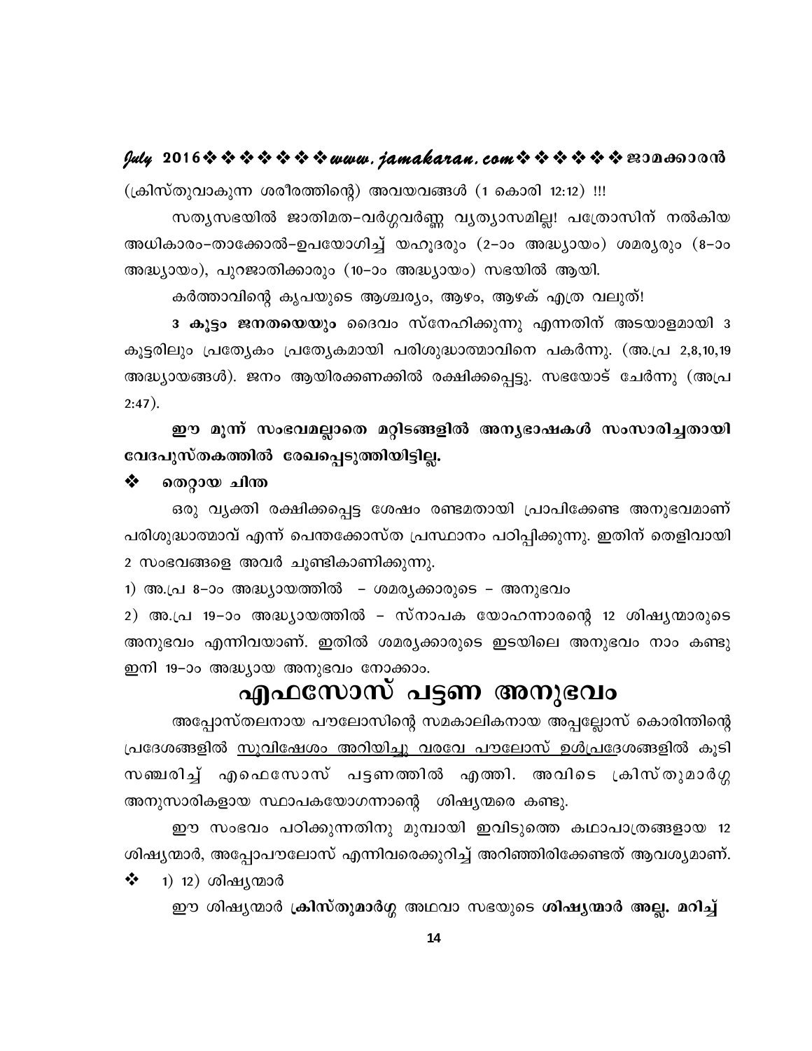(ക്രിസ്തുവാകുന്ന ശരീരത്തിന്റെ) അവയവങ്ങൾ (1 കൊരി 12:12) !!!

സത്യസഭയിൽ ജാതിമത–വർഗ്ഗവർണ്ണ വ്യത്യാസമില്ല! പത്രോസിന് നൽകിയ അധികാരം–താക്കോൽ–ഉപയോഗിച്ച് യഹൂദരും (2–ാം അദ്ധ്യായം) ശമര്യരും (8–ാം അദ്ധ്യായം), പുറജാതിക്കാരും (10–ാം അദ്ധ്യായം) സഭയിൽ ആയി.

കർത്താവിന്റെ കൃപയുടെ ആശ്ചര്യം, ആഴം, ആഴക് എത്ര വലുത്!

**3 കൂട്ടം ജനതയെയും** ദൈവം സ്നേഹിക്കുന്നു എന്നതിന് അടയാളമായി 3 കൂട്ടരിലും പ്രത്യേകം പ്രത്യേകമായി പരിശുദ്ധാത്മാവിനെ പകർന്നു. (അ.പ്ര 2,8,10,19 അദ്ധ്യായങ്ങൾ). ജനം ആയിരക്കണക്കിൽ രക്ഷിക്കപ്പെട്ടു. സഭയോട് ചേർന്നു (അപ്ര 2:47).

**ഈ മൂന്ന് സംഭവമല്ലാതെ മറ്റിടങ്ങളിൽ അന്യഭാഷകൾ സംസാരിച്ചതായി വേദപുസ്തകത്തിൽ രേഖപ്പെടുത്തിയിട്ടില്ല.**

❖ **തെറ്റായ ചിന്ത**

ഒരു വ്യക്തി രക്ഷിക്കപ്പെട്ട ശേഷം രണ്ടമതായി പ്രാപിക്കേണ്ട അനുഭവമാണ് പരിശുദ്ധാത്മാവ് എന്ന് പെന്തക്കോസ്ത പ്രസ്ഥാനം പഠിപ്പിക്കുന്നു. ഇതിന് തെളിവായി 2 സംഭവങ്ങളെ അവർ ചൂണ്ടികാണിക്കുന്നു.

1) അ.പ്ര 8–ാം അദ്ധ്യായത്തിൽ – ശമര്യക്കാരുടെ – അനുഭവം

2) അ.പ്ര 19–ാം അദ്ധ്യായത്തിൽ – സ്നാപക യോഹന്നാരന്റെ 12 ശിഷ്യന്മാരുടെ അനുഭവം എന്നിവയാണ്. ഇതിൽ ശമര്യക്കാരുടെ ഇടയിലെ അനുഭവം നാം കണ്ടു ഇനി 19–ാം അദ്ധ്യായ അനുഭവം നോക്കാം.

# എഫസോസ് പട്ടണ അനുഭവം

അപ്പോസ്തലനായ പൗലോസിന്റെ സമകാലികനായ അപ്പല്ലോസ് കൊരിന്തിന്റെ പ്രദേശങ്ങളിൽ സുവിഷേശം അറിയിച്ചു വരവേ പൗലോസ് ഉൾപ്രദേശങ്ങളിൽ കൂടി സഞ്ചരിച്ച് എഫെസോസ് പട്ടണത്തിൽ എത്തി. അവിടെ ക്രിസ്തുമാർഗ്ഗ അനുസാരികളായ സ്ഥാപകയോഗന്നാന്റെ ശിഷ്യന്മരെ കണ്ടു.

ഈ സംഭവം പഠിക്കുന്നതിനു മുമ്പായി ഇവിടുത്തെ കഥാപാത്രങ്ങളായ 12 ശിഷ്യന്മാർ, അപ്പോപൗലോസ് എന്നിവരെക്കുറിച്ച് അറിഞ്ഞിരിക്കേണ്ടത് ആവശ്യമാണ്.

❖ 1) 12) ശിഷ്യന്മാർ

ഈ ശിഷ്യന്മാർ **ക്രിസ്തുമാർഗ്ഗ** അഥവാ സഭയുടെ **ശിഷ്യന്മാർ അല്ല. മറിച്ച്**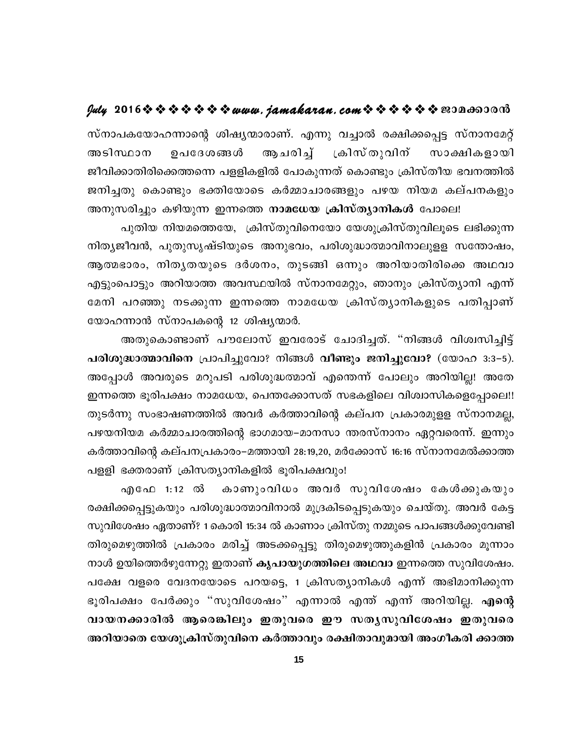സ്നാപകയോഹന്നാന്റെ ശിഷ്യന്മാരാണ്. എന്നു വച്ചാൽ രക്ഷിക്കപ്പെട്ട സ്നാനമേറ്റ് അടിസ്ഥാന ഉപദേശങ്ങൾ ആചരിച്ച് ക്രിസ്തുവിന് സാക്ഷികളായി ജീവിക്കാതിരിക്കെത്തന്നെ പള്ളികളിൽ പോകുന്നത് കൊണ്ടും ക്രിസ്തീയ ഭവനത്തിൽ ജനിച്ചതു കൊണ്ടും ഭക്തിയോടെ കർമ്മാചാരങ്ങളും പഴയ നിയമ കല്പനകളും അനുസരിച്ചും കഴിയുന്ന ഇന്നത്തെ **നാമധേയ ക്രിസ്ത്യാനികൾ** പോലെ!

പുതിയ നിയമത്തെയേ, ക്രിസ്തുവിനെയോ യേശുക്രിസ്തുവിലൂടെ ലഭിക്കുന്ന നിത്യജീവൻ, പുതുസൃഷ്ടിയുടെ അനുഭവം, പരിശുദ്ധാത്മാവിനാലുള്ള സന്തോഷം, ആത്മഭാരം, നിത്യതയുടെ ദർശനം, തുടങ്ങി ഒന്നും അറിയാതിരിക്കെ അഥവാ എട്ടുംപൊട്ടും അറിയാത്ത അവസ്ഥയിൽ സ്നാനമേറ്റും, ഞാനും ക്രിസ്ത്യാനി എന്ന് മേനി പറഞ്ഞു നടക്കുന്ന ഇന്നത്തെ നാമധേയ ക്രിസ്ത്യാനികളുടെ പതിപ്പാണ് യോഹന്നാൻ സ്നാപകന്റെ 12 ശിഷ്യന്മാർ.

അതുകൊണ്ടാണ് പൗലോസ് ഇവരോട് ചോദിച്ചത്. "നിങ്ങൾ വിശ്വസിച്ചിട്ട് **പരിശുദ്ധാത്മാവിനെ** പ്രാപിച്ചുവോ? നിങ്ങൾ **വീണ്ടും ജനിച്ചുവോ?** (യോഹ 3:3–5). അപ്പോൾ അവരുടെ മറുപടി പരിശുദ്ധത്മാവ് എന്തെന്ന് പോലും അറിയില്ല! അതേ ഇന്നത്തെ ഭൂരിപക്ഷം നാമധേയ, പെന്തക്കോസത് സഭകളിലെ വിശ്വാസികളെപ്പോലെ!! തുടർന്നു സംഭാഷണത്തിൽ അവർ കർത്താവിന്റെ കല്പന പ്രകാരമുള്ള സ്നാനമല്ല, പഴയനിയമ കർമ്മാചാരത്തിന്റെ ഭാഗമായ–മാനസാ ന്തരസ്നാനം ഏറ്റവരെന്ന്. ഇന്നും കർത്താവിന്റെ കല്പനപ്രകാരം–മത്തായി 28:19,20, മർക്കോസ് 16:16 സ്നാനമേൽക്കാത്ത പള്ളി ഭക്തരാണ് ക്രിസത്യാനികളിൽ ഭൂരിപക്ഷവും!

എഫേ 1:12 ൽ കാണുംവിധം അവർ സുവിശേഷം കേൾക്കുകയും രക്ഷിക്കപ്പെട്ടുകയും പരിശുദ്ധാത്മാവിനാൽ മുദ്രകിടപ്പെടുകയും ചെയ്തു. അവർ കേട്ട സുവിശേഷം ഏതാണ്? 1 കൊരി 15:34 ൽ കാണാം ക്രിസ്തു നമ്മുടെ പാപങ്ങൾക്കുവേണ്ടി തിരുമെഴുത്തിൽ പ്രകാരം മരിച്ച് അടക്കപ്പെട്ടു തിരുമെഴുത്തുകളിൻ പ്രകാരം മൂന്നാം നാൾ ഉയിത്തെർഴുന്നേറ്റു ഇതാണ് **കൃപായുഗത്തിലെ അഥവാ** ഇന്നത്തെ സുവിശേഷം. പക്ഷേ വളരെ വേദനയോടെ പറയട്ടെ, 1 ക്രിസത്യാനികൾ എന്ന് അഭിമാനിക്കുന്ന ഭൂരിപക്ഷം പേർക്കും "സുവിശേഷം" എന്നാൽ എന്ത് എന്ന് അറിയില്ല. **എന്റെ വായനക്കാരിൽ ആരെങ്കിലും ഇതുവരെ ഈ സത്യസുവിശേഷം ഇതുവരെ അറിയാതെ യേശുക്രിസ്തുവിനെ കർത്താവും രക്ഷിതാവുമായി അംഗീകരി ക്കാത്ത**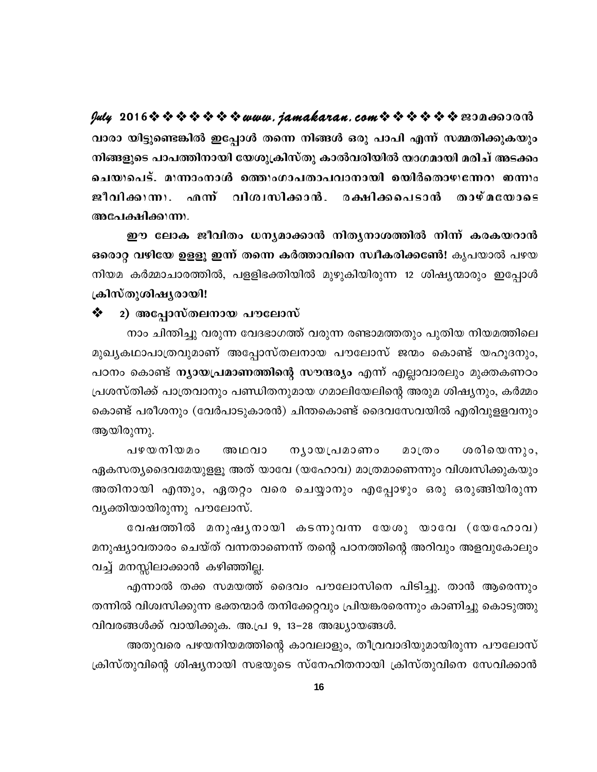വാരാ യിട്ടുണ്ടെങ്കിൽ ഇപ്പോൾ തന്നെ നിങ്ങൾ ഒരു പാപി എന്ന് സമ്മതിക്കുകയും നിങ്ങളുടെ പാപത്തിനായി യേശുക്രിസ്തു കാൽവരിയിൽ യാഗമായി മരിച്ച് അടക്കം ചെയ്യപ്പെട്ട്, മൂന്നാംനാൾ ഒത്തൊംഗാപതാപവാനായി ഉയിർത്തെഴുന്നേറ്റ ഇന്നും ജീവിക്കുന്നു. എന്ന് വിശ്വസിക്കാൻ, രക്ഷിക്കപ്പെടാൻ താഴ്മയോടെ അപേക്ഷിക്കുന്നു.

**ഈ ലോക ജീവിതം ധന്യമാക്കാൻ നിത്യനാശത്തിൽ നിന്ന് കരകയറാൻ ഒരൊറ്റ വഴിയേ ഉള്ളൂ ഇന്ന് തന്നെ കർത്താവിനെ സ്വീകരിക്കണേ!** കൃപയാൽ പഴയ നിയമ കർമ്മാചാരത്തിൽ, പള്ളിഭക്തിയിൽ മുഴുകിയിരുന്ന 12 ശിഷ്യന്മാരും ഇപ്പോൾ **ക്രിസ്തുശിഷ്യരായി!**

### ❖ 2) അപ്പോസ്തലനായ പൗലോസ്

നാം ചിന്തിച്ചു വരുന്ന വേദഭാഗത്ത് വരുന്ന രണ്ടാമത്തതും പുതിയ നിയമത്തിലെ മുഖ്യകഥാപാത്രവുമാണ് അപ്പോസ്തലനായ പൗലോസ് ജന്മം കൊണ്ട് യഹൂദനും, പഠനം കൊണ്ട് **ന്യായപ്രമാണത്തിന്റെ സൗന്ദര്യം** എന്ന് എല്ലാവരാലും മുക്തകണ്ഠം പ്രശസ്തിക്ക് പാത്രവാനും പണ്ഡിതനുമായ ഗമാലിയേലിന്റെ അരുമ ശിഷ്യനും, കർമ്മം കൊണ്ട് പരീശനും (വേർപാടുകാരൻ) ചിന്തകൊണ്ട് ദൈവസേവയിൽ എരിവുള്ളവനും ആയിരുന്നു.

പഴയനിയമം അഥവാ ന്യായപ്രമാണം മാത്രം ശരിയെന്നും, ഏകസത്യദൈവമേയുള്ളൂ അത് യാവേ (യഹോവ) മാത്രമാണെന്നും വിശ്വസിക്കുകയും അതിനായി എന്തും, ഏതറ്റം വരെ ചെയ്യാനും എപ്പോഴും ഒരു ഒരുങ്ങിയിരുന്ന വ്യക്തിയായിരുന്നു പൗലോസ്.

വേഷത്തിൽ മനുഷ്യനായി കടന്നുവന്ന യേശു യാവേ (യേഹോവ) മനുഷ്യാവതാരം ചെയ്ത് വന്നതാണെന്ന് തന്റെ പഠനത്തിന്റെ അറിവും അളവുകോലും വച്ച് മനസ്സിലാക്കാൻ കഴിഞ്ഞില്ല.

എന്നാൽ തക്ക സമയത്ത് ദൈവം പൗലോസിനെ പിടിച്ചു. താൻ ആരെന്നും തന്നിൽ വിശ്വസിക്കുന്ന ഭക്തന്മാർ തനിക്കേറ്റവും പ്രിയങ്കരരെന്നും കാണിച്ചു കൊടുത്തു വിവരങ്ങൾക്ക് വായിക്കുക. അ.പ്ര 9, 13–28 അദ്ധ്യായങ്ങൾ.

അതുവരെ പഴയനിയമത്തിന്റെ കാവലാളും, തീവ്രവാദിയുമായിരുന്ന പൗലോസ് ക്രിസ്തുവിന്റെ ശിഷ്യനായി സഭയുടെ സ്നേഹിതനായി ക്രിസ്തുവിനെ സേവിക്കാൻ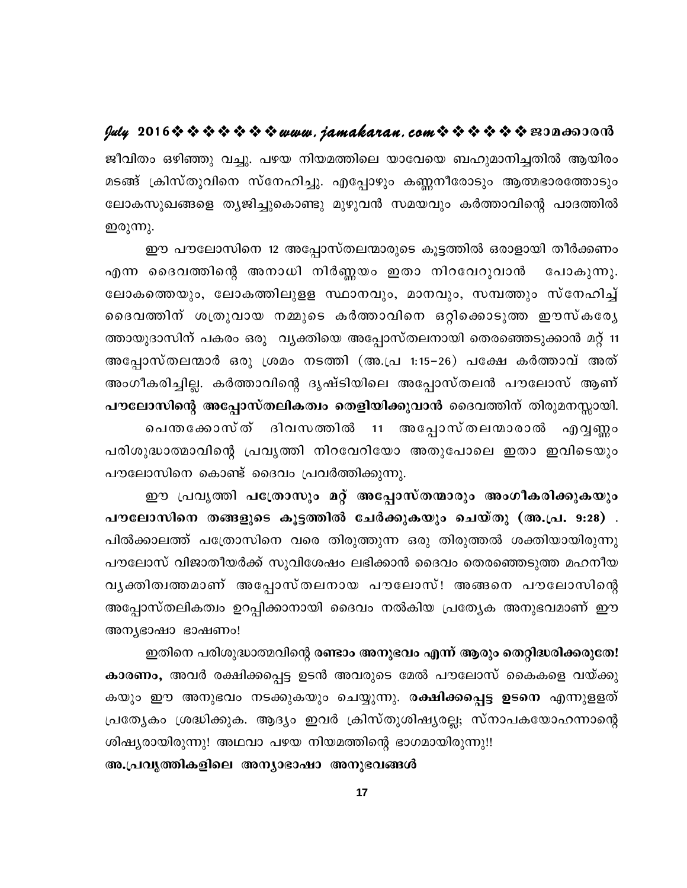ജീവിതം ഒഴിഞ്ഞു വച്ചു. പഴയ നിയമത്തിലെ യാവേയെ ബഹുമാനിച്ചതിൽ ആയിരം മടങ്ങ് ക്രിസ്തുവിനെ സ്നേഹിച്ചു. എപ്പോഴും കണ്ണനീരോടും ആത്മഭാരത്തോടും ലോകസുഖങ്ങളെ ത്യജിച്ചുകൊണ്ടു മുഴുവൻ സമയവും കർത്താവിന്റെ പാദത്തിൽ ഇരുന്നു.

ഈ പൗലോസിനെ 12 അപ്പോസ്തലന്മാരുടെ കൂട്ടത്തിൽ ഒരാളായി തീർക്കണം എന്ന ദൈവത്തിന്റെ അനാധി നിർണ്ണയം ഇതാ നിറവേറുവാൻ പോകുന്നു. ലോകത്തെയും, ലോകത്തിലുള്ള സ്ഥാനവും, മാനവും, സമ്പത്തും സ്നേഹിച്ച് ദൈവത്തിന് ശത്രുവായ നമ്മുടെ കർത്താവിനെ ഒറ്റിക്കൊടുത്ത ഈസ്കര്യേത്തായുദാസിന് പകരം ഒരു വ്യക്തിയെ അപ്പോസ്തലനായി തെരഞ്ഞെടുക്കാൻ മറ്റ് 11 അപ്പോസ്തലന്മാർ ഒരു ശ്രമം നടത്തി (അ.പ്ര 1:15–26) പക്ഷേ കർത്താവ് അത് അംഗീകരിച്ചില്ല. കർത്താവിന്റെ ദൃഷ്ടിയിലെ അപ്പോസ്തലൻ പൗലോസ് ആണ് **പൗലോസിന്റെ അപ്പോസ്തലികത്വം തെളിയിക്കുവാൻ** ദൈവത്തിന് തിരുമനസ്സായി.

പെന്തക്കോസ്ത് ദിവസത്തിൽ 11 അപ്പോസ്തലന്മാരാൽ എവ്വണ്ണം പരിശുദ്ധാത്മാവിന്റെ പ്രവൃത്തി നിറവേറിയോ അതുപോലെ ഇതാ ഇവിടെയും പൗലോസിനെ കൊണ്ട് ദൈവം പ്രവർത്തിക്കുന്നു.

ഈ പ്രവൃത്തി **പത്രോസും മറ്റ് അപ്പോസ്തന്മാരും അംഗീകരിക്കുകയും പൗലോസിനെ തങ്ങളുടെ കൂട്ടത്തിൽ ചേർക്കുകയും ചെയ്തു (അ.പ്ര. 9:28)** . പിൽക്കാലത്ത് പത്രോസിനെ വരെ തിരുത്തുന്ന ഒരു തിരുത്തൽ ശക്തിയായിരുന്നു പൗലോസ് വിജാതീയർക്ക് സുവിശേഷം ലഭിക്കാൻ ദൈവം തെരഞ്ഞെടുത്ത മഹനീയ വ്യക്തിത്വത്തമാണ് അപ്പോസ്തലനായ പൗലോസ്! അങ്ങനെ പൗലോസിന്റെ അപ്പോസ്തലികത്വം ഉറപ്പിക്കാനായി ദൈവം നൽകിയ പ്രത്യേക അനുഭവമാണ് ഈ അന്യഭാഷാ ഭാഷണം!

ഇതിനെ പരിശുദ്ധാത്മവിന്റെ **രണ്ടാം അനുഭവം എന്ന് ആരും തെറ്റിദ്ധരിക്കരുതേ! കാരണം,** അവർ രക്ഷിക്കപ്പെട്ട ഉടൻ അവരുടെ മേൽ പൗലോസ് കൈകളെ വയ്ക്കുകയും ഈ അനുഭവം നടക്കുകയും ചെയ്യുന്നു. **രക്ഷിക്കപ്പെട്ട ഉടനെ** എന്നുള്ളത് പ്രത്യേകം ശ്രദ്ധിക്കുക. ആദ്യം ഇവർ ക്രിസ്തുശിഷ്യരല്ല; സ്നാപകയോഹന്നാന്റെ ശിഷ്യരായിരുന്നു! അഥവാ പഴയ നിയമത്തിന്റെ ഭാഗമായിരുന്നു!!

**അ.പ്രവൃത്തികളിലെ അന്യാഭാഷാ അനുഭവങ്ങൾ**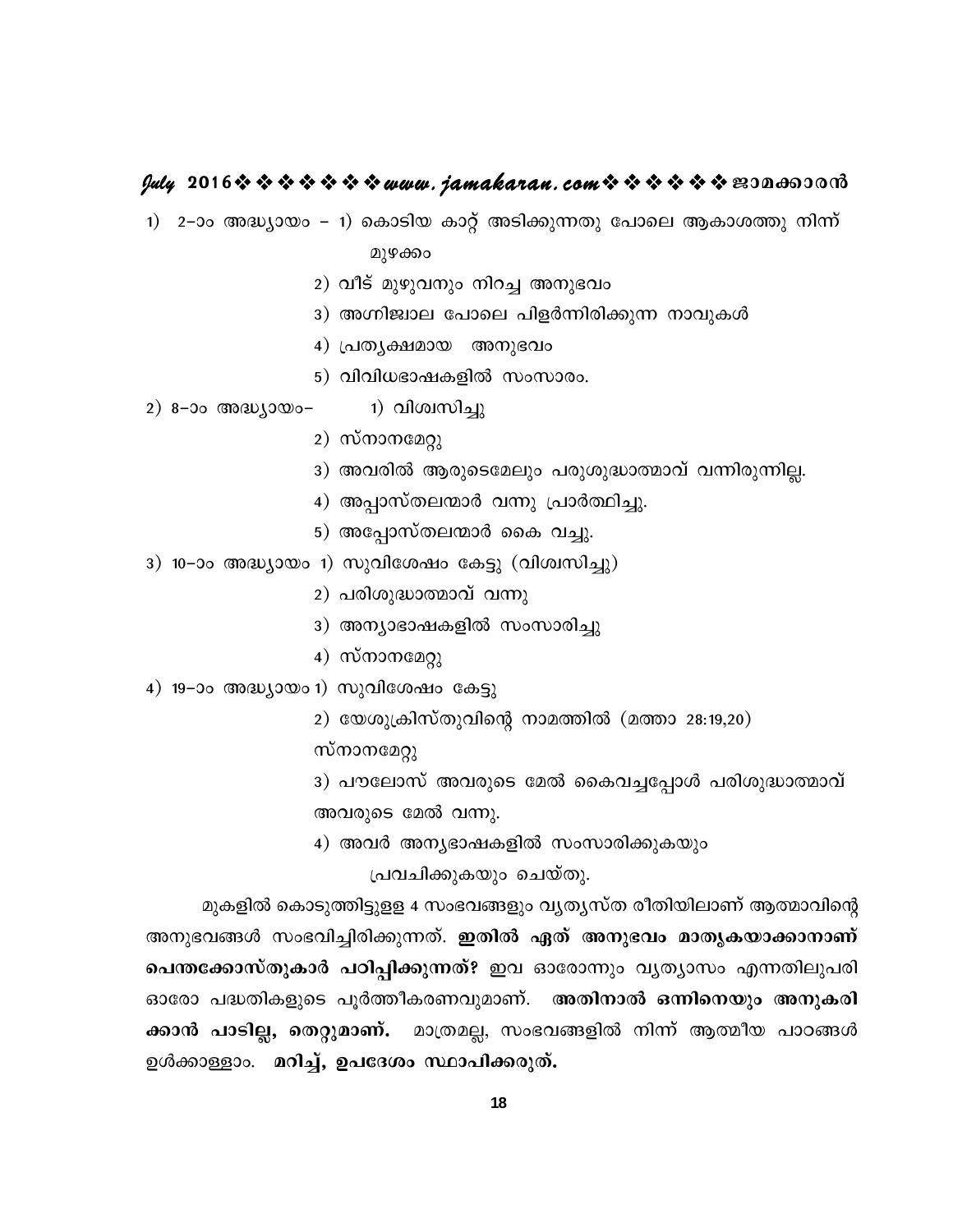1) 2–ാം അദ്ധ്യായം – 1) കൊടിയ കാറ്റ് അടിക്കുന്നതു പോലെ ആകാശത്തു നിന്ന് മുഴക്കം

2) വീട് മുഴുവനും നിറച്ച അനുഭവം

3) അഗ്നിജ്വാല പോലെ പിളർന്നിരിക്കുന്ന നാവുകൾ

4) പ്രത്യക്ഷമായ അനുഭവം

5) വിവിധഭാഷകളിൽ സംസാരം.

2) 8–ാം അദ്ധ്യായം– 1) വിശ്വസിച്ചു

2) സ്നാനമേറ്റു

3) അവരിൽ ആരുടെമേലും പരുശുദ്ധാത്മാവ് വന്നിരുന്നില്ല.

4) അപ്പാസ്തലന്മാർ വന്നു പ്രാർത്ഥിച്ചു.

5) അപ്പോസ്തലന്മാർ കൈ വച്ചു.

3) 10–ാം അദ്ധ്യായം 1) സുവിശേഷം കേട്ടു (വിശ്വസിച്ചു)

2) പരിശുദ്ധാത്മാവ് വന്നു

3) അന്യാഭാഷകളിൽ സംസാരിച്ചു

4) സ്നാനമേറ്റു

4) 19–ാം അദ്ധ്യായം 1) സുവിശേഷം കേട്ടു

2) യേശുക്രിസ്തുവിന്റെ നാമത്തിൽ (മത്താ 28:19,20) സ്നാനമേറ്റു

3) പൗലോസ് അവരുടെ മേൽ കൈവച്ചപ്പോൾ പരിശുദ്ധാത്മാവ് അവരുടെ മേൽ വന്നു.

4) അവർ അന്യഭാഷകളിൽ സംസാരിക്കുകയും പ്രവചിക്കുകയും ചെയ്തു.

മുകളിൽ കൊടുത്തിട്ടുള്ള 4 സംഭവങ്ങളും വ്യത്യസ്ത രീതിയിലാണ് ആത്മാവിന്റെ അനുഭവങ്ങൾ സംഭവിച്ചിരിക്കുന്നത്. **ഇതിൽ ഏത് അനുഭവം മാതൃകയാക്കാനാണ് പെന്തക്കോസ്തുകാർ പഠിപ്പിക്കുന്നത്?** ഇവ ഓരോന്നും വ്യത്യാസം എന്നതിലുപരി ഓരോ പദ്ധതികളുടെ പൂർത്തീകരണവുമാണ്. **അതിനാൽ ഒന്നിനെയും അനുകരിക്കാൻ പാടില്ല, തെറ്റുമാണ്.** മാത്രമല്ല, സംഭവങ്ങളിൽ നിന്ന് ആത്മീയ പാഠങ്ങൾ ഉൾക്കാള്ളാം. **മറിച്ച്, ഉപദേശം സ്ഥാപിക്കരുത്.**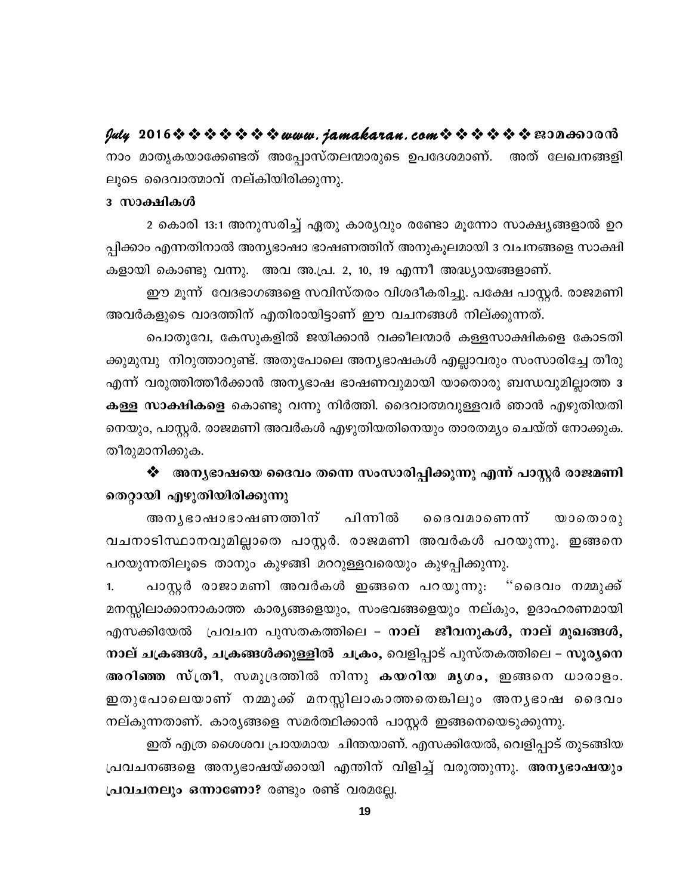നാം മാതൃകയാക്കേണ്ടത് അപ്പോസ്തലന്മാരുടെ ഉപദേശമാണ്. അത് ലേഖനങ്ങളിലൂടെ ദൈവാത്മാവ് നല്കിയിരിക്കുന്നു.

**3 സാക്ഷികൾ**

2 കൊരി 13:1 അനുസരിച്ച് ഏതു കാര്യവും രണ്ടോ മൂന്നോ സാക്ഷ്യങ്ങളാൽ ഉറപ്പിക്കാം എന്നതിനാൽ അന്യഭാഷാ ഭാഷണത്തിന് അനുകൂലമായി 3 വചനങ്ങളെ സാക്ഷികളായി കൊണ്ടു വന്നു. അവ അ.പ്ര. 2, 10, 19 എന്നീ അദ്ധ്യായങ്ങളാണ്.

ഈ മൂന്ന് വേദഭാഗങ്ങളെ സവിസ്തരം വിശദീകരിച്ചു. പക്ഷേ പാസ്റ്റർ. രാജമണി അവർകളുടെ വാദത്തിന് എതിരായിട്ടാണ് ഈ വചനങ്ങൾ നില്ക്കുന്നത്.

പൊതുവേ, കേസുകളിൽ ജയിക്കാൻ വക്കീലന്മാർ കള്ളസാക്ഷികളെ കോടതിക്കുമുമ്പു നിറുത്താറുണ്ട്. അതുപോലെ അന്യഭാഷകൾ എല്ലാവരും സംസാരിച്ചേ തീരു എന്ന് വരുത്തിത്തീർക്കാൻ അന്യഭാഷ ഭാഷണവുമായി യാതൊരു ബന്ധവുമില്ലാത്ത **3 കള്ള സാക്ഷികളെ** കൊണ്ടു വന്നു നിർത്തി. ദൈവാത്മവുള്ളവർ ഞാൻ എഴുതിയതിനെയും, പാസ്റ്റർ. രാജമണി അവർകൾ എഴുതിയതിനെയും താരതമ്യം ചെയ്ത് നോക്കുക. തീരുമാനിക്കുക.

❖ **അന്യഭാഷയെ ദൈവം തന്നെ സംസാരിപ്പിക്കുന്നു എന്ന് പാസ്റ്റർ രാജമണി തെറ്റായി എഴുതിയിരിക്കുന്നു**

അന്യഭാഷാഭാഷണത്തിന് പിന്നിൽ ദൈവമാണെന്ന് യാതൊരു വചനാടിസ്ഥാനവുമില്ലാതെ പാസ്റ്റർ. രാജമണി അവർകൾ പറയുന്നു. ഇങ്ങനെ പറയുന്നതിലൂടെ താനും കുഴങ്ങി മററുള്ളവരെയും കുഴപ്പിക്കുന്നു.

1. പാസ്റ്റർ രാജാമണി അവർകൾ ഇങ്ങനെ പറയുന്നു: ''ദൈവം നമ്മുക്ക് മനസ്സിലാക്കാനാകാത്ത കാര്യങ്ങളെയും, സംഭവങ്ങളെയും നല്കും, ഉദാഹരണമായി എസക്കിയേൽ പ്രവചന പുസതകത്തിലെ – **നാല് ജീവനുകൾ, നാല് മുഖങ്ങൾ, നാല് ചക്രങ്ങൾ, ചക്രങ്ങൾക്കുള്ളിൽ ചക്രം,** വെളിപ്പാട് പുസ്തകത്തിലെ – **സൂര്യനെ അറിഞ്ഞ സ്ത്രീ,** സമുദ്രത്തിൽ നിന്നു **കയറിയ മൃഗം,** ഇങ്ങനെ ധാരാളം. ഇതുപോലെയാണ് നമ്മുക്ക് മനസ്സിലാകാത്തതെങ്കിലും അന്യഭാഷ ദൈവം നല്കുന്നതാണ്. കാര്യങ്ങളെ സമർത്ഥിക്കാൻ പാസ്റ്റർ ഇങ്ങനെയെടുക്കുന്നു.

ഇത് എത്ര ശൈശവ പ്രായമായ ചിന്തയാണ്. എസക്കിയേൽ, വെളിപ്പാട് തുടങ്ങിയ പ്രവചനങ്ങളെ അന്യഭാഷയ്ക്കായി എന്തിന് വിളിച്ച് വരുത്തുന്നു. **അന്യഭാഷയും പ്രവചനലും ഒന്നാണോ?** രണ്ടും രണ്ട് വരമല്ലേ.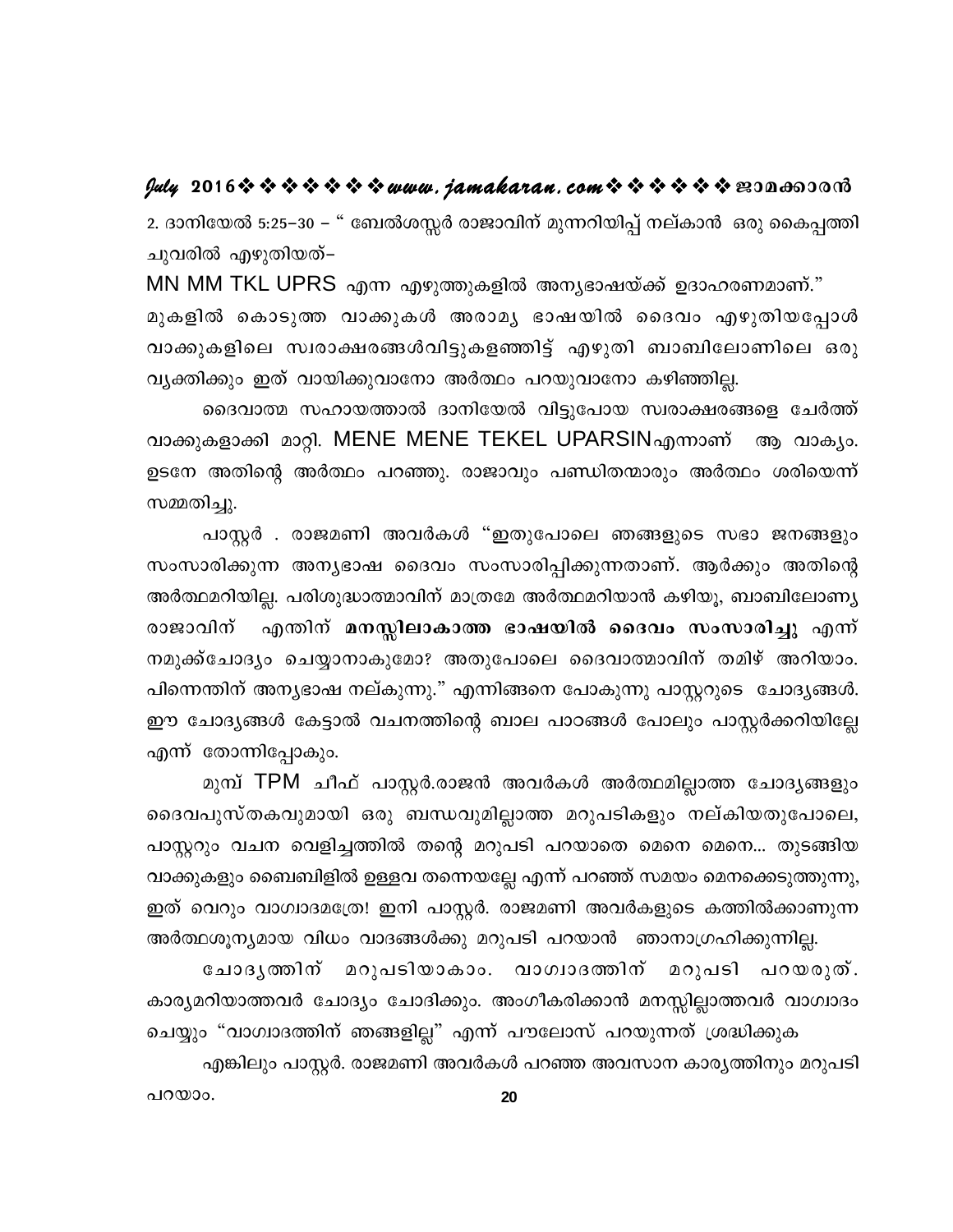2. ദാനിയേൽ 5:25–30 – " ബേൽശസ്സർ രാജാവിന് മുന്നറിയിപ്പ് നല്കാൻ ഒരു കൈപ്പത്തി ചുവരിൽ എഴുതിയത്–

MN MM TKL UPRS എന്ന എഴുത്തുകളിൽ അന്യഭാഷയ്ക്ക് ഉദാഹരണമാണ്."

മുകളിൽ കൊടുത്ത വാക്കുകൾ അരാമ്യ ഭാഷയിൽ ദൈവം എഴുതിയപ്പോൾ വാക്കുകളിലെ സ്വരാക്ഷരങ്ങൾവിട്ടുകളഞ്ഞിട്ട് എഴുതി ബാബിലോണിലെ ഒരു വ്യക്തിക്കും ഇത് വായിക്കുവാനോ അർത്ഥം പറയുവാനോ കഴിഞ്ഞില്ല.

ദൈവാത്മ സഹായത്താൽ ദാനിയേൽ വിട്ടുപോയ സ്വരാക്ഷരങ്ങളെ ചേർത്ത് വാക്കുകളാക്കി മാറ്റി. MENE MENE TEKEL UPARSINഎന്നാണ് ആ വാക്യം. ഉടനേ അതിന്റെ അർത്ഥം പറഞ്ഞു. രാജാവും പണ്ഡിതന്മാരും അർത്ഥം ശരിയെന്ന് സമ്മതിച്ചു.

പാസ്റ്റർ . രാജമണി അവർകൾ "ഇതുപോലെ ഞങ്ങളുടെ സഭാ ജനങ്ങളും സംസാരിക്കുന്ന അന്യഭാഷ ദൈവം സംസാരിപ്പിക്കുന്നതാണ്. ആർക്കും അതിന്റെ അർത്ഥമറിയില്ല. പരിശുദ്ധാത്മാവിന് മാത്രമേ അർത്ഥമറിയാൻ കഴിയൂ, ബാബിലോണ്യ രാജാവിന് എന്തിന് **മനസ്സിലാകാത്ത ഭാഷയിൽ ദൈവം സംസാരിച്ചു** എന്ന് നമുക്ക്ചോദ്യം ചെയ്യാനാകുമോ? അതുപോലെ ദൈവാത്മാവിന് തമിഴ് അറിയാം. പിന്നെന്തിന് അന്യഭാഷ നല്കുന്നു." എന്നിങ്ങനെ പോകുന്നു പാസ്റ്ററുടെ ചോദ്യങ്ങൾ. ഈ ചോദ്യങ്ങൾ കേട്ടാൽ വചനത്തിന്റെ ബാല പാഠങ്ങൾ പോലും പാസ്റ്റർക്കറിയില്ലേ എന്ന് തോന്നിപ്പോകും.

മുമ്പ് TPM ചീഫ് പാസ്റ്റർ.രാജൻ അവർകൾ അർത്ഥമില്ലാത്ത ചോദ്യങ്ങളും ദൈവപുസ്തകവുമായി ഒരു ബന്ധവുമില്ലാത്ത മറുപടികളും നല്കിയതുപോലെ, പാസ്റ്ററും വചന വെളിച്ചത്തിൽ തന്റെ മറുപടി പറയാതെ മെനെ മെനെ... തുടങ്ങിയ വാക്കുകളും ബൈബിളിൽ ഉള്ളവ തന്നെയല്ലേ എന്ന് പറഞ്ഞ് സമയം മെനക്കെടുത്തുന്നു, ഇത് വെറും വാഗ്വാദമത്രേ! ഇനി പാസ്റ്റർ. രാജമണി അവർകളുടെ കത്തിൽക്കാണുന്ന അർത്ഥശൂന്യമായ വിധം വാദങ്ങൾക്കു മറുപടി പറയാൻ ഞാനാഗ്രഹിക്കുന്നില്ല.

ചോദ്യത്തിന് മറുപടിയാകാം. വാഗ്വാദത്തിന് മറുപടി പറയരുത്. കാര്യമറിയാത്തവർ ചോദ്യം ചോദിക്കും. അംഗീകരിക്കാൻ മനസ്സില്ലാത്തവർ വാഗ്വാദം ചെയ്യും "വാഗ്വാദത്തിന് ഞങ്ങളില്ല" എന്ന് പൗലോസ് പറയുന്നത് ശ്രദ്ധിക്കുക

എങ്കിലും പാസ്റ്റർ. രാജമണി അവർകൾ പറഞ്ഞ അവസാന കാര്യത്തിനും മറുപടി പറയാം.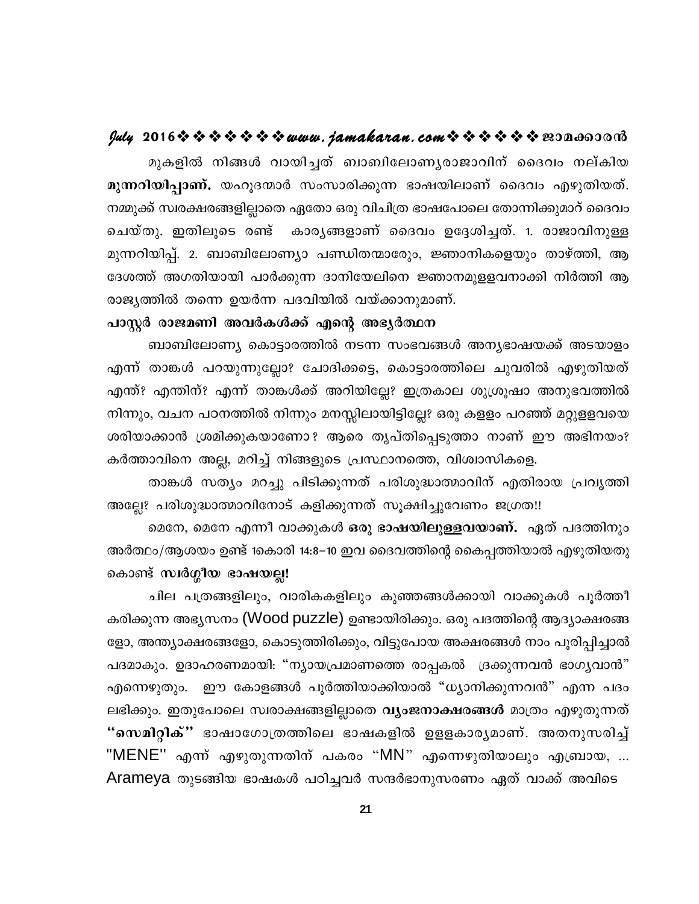മുകളിൽ നിങ്ങൾ വായിച്ചത് ബാബിലോണ്യരാജാവിന് ദൈവം നല്കിയ **മുന്നറിയിപ്പാണ്.** യഹൂദന്മാർ സംസാരിക്കുന്ന ഭാഷയിലാണ് ദൈവം എഴുതിയത്. നമ്മുക്ക് സ്വരക്ഷരങ്ങളില്ലാതെ ഏതോ ഒരു വിചിത്ര ഭാഷപോലെ തോന്നിക്കുമാറ് ദൈവം ചെയ്തു. ഇതിലൂടെ രണ്ട് കാര്യങ്ങളാണ് ദൈവം ഉദ്ദേശിച്ചത്. 1. രാജാവിനുള്ള മുന്നറിയിപ്പ്. 2. ബാബിലോണ്യാ പണ്ഡിതന്മാരേും, ജ്ഞാനികളെയും താഴ്ത്തി, ആ ദേശത്ത് അഗതിയായി പാർക്കുന്ന ദാനിയേലിനെ ജ്ഞാനമുള്ളവനാക്കി നിർത്തി ആ രാജ്യത്തിൽ തന്നെ ഉയർന്ന പദവിയിൽ വയ്ക്കാനുമാണ്.

**പാസ്റ്റർ രാജമണി അവർകൾക്ക് എന്റെ അഭ്യർത്ഥന**

ബാബിലോണ്യ കൊട്ടാരത്തിൽ നടന്ന സംഭവങ്ങൾ അന്യഭാഷയക്ക് അടയാളം എന്ന് താങ്കൾ പറയുന്നുല്ലോ? ചോദിക്കട്ടെ, കൊട്ടാരത്തിലെ ചുവരിൽ എഴുതിയത് എന്ത്? എന്തിന്? എന്ന് താങ്കൾക്ക് അറിയില്ലേ? ഇത്രകാല ശുശ്രൂഷാ അനുഭവത്തിൽ നിന്നും, വചന പഠനത്തിൽ നിന്നും മനസ്സിലായിട്ടില്ലേ? ഒരു കള്ളം പറഞ്ഞ് മറ്റുള്ളവയെ ശരിയാക്കാൻ ശ്രമിക്കുകയാണോ? ആരെ തൃപ്തിപ്പെടുത്താ നാണ് ഈ അഭിനയം? കർത്താവിനെ അല്ല, മറിച്ച് നിങ്ങളുടെ പ്രസ്ഥാനത്തെ, വിശ്വാസികളെ.

താങ്കൾ സത്യം മറച്ചു പിടിക്കുന്നത് പരിശുദ്ധാത്മാവിന് എതിരായ പ്രവൃത്തി അല്ലേ? പരിശുദ്ധാത്മാവിനോട് കളിക്കുന്നത് സൂക്ഷിച്ചുവേണം ജഗ്രത!!

മെനേ, മെനേ എന്നീ വാക്കുകൾ **ഒരു ഭാഷയിലുള്ളവയാണ്.** ഏത് പദത്തിനും അർത്ഥം/ആശയം ഉണ്ട് 1കൊരി 14:8-10 ഇവ ദൈവത്തിന്റെ കൈപ്പത്തിയാൽ എഴുതിയതു കൊണ്ട് **സ്വർഗ്ഗീയ ഭാഷയല്ല!**

ചില പത്രങ്ങളിലും, വാരികകളിലും കുഞ്ഞങ്ങൾക്കായി വാക്കുകൾ പൂർത്തീ കരിക്കുന്ന അഭ്യസനം (Wood puzzle) ഉണ്ടായിരിക്കും. ഒരു പദത്തിന്റെ ആദ്യാക്ഷരങ്ങ ളോ, അന്ത്യാക്ഷരങ്ങളോ, കൊടുത്തിരിക്കും, വിട്ടുപോയ അക്ഷരങ്ങൾ നാം പൂരിപ്പിച്ചാൽ പദമാകും. ഉദാഹരണമായി: "ന്യായപ്രമാണത്തെ രാപ്പകൽ ദ്രക്കുന്നവൻ ഭാഗ്യവാൻ" എന്നെഴുതും. ഈ കോളങ്ങൾ പൂർത്തിയാക്കിയാൽ "ധ്യാനിക്കുന്നവൻ" എന്ന പദം ലഭിക്കും. ഇതുപോലെ സ്വരാക്ഷങ്ങളില്ലാതെ **വ്യംജനാക്ഷരങ്ങൾ** മാത്രം എഴുതുന്നത് **"സെമിറ്റിക്"** ഭാഷാഗോത്രത്തിലെ ഭാഷകളിൽ ഉള്ളകാര്യമാണ്. അതനുസരിച്ച് "MENE" എന്ന് എഴുതുന്നതിന് പകരം "MN" എന്നെഴുതിയാലും എബ്രായ, ... Arameya തുടങ്ങിയ ഭാഷകൾ പഠിച്ചവർ സന്ദർഭാനുസരണം ഏത് വാക്ക് അവിടെ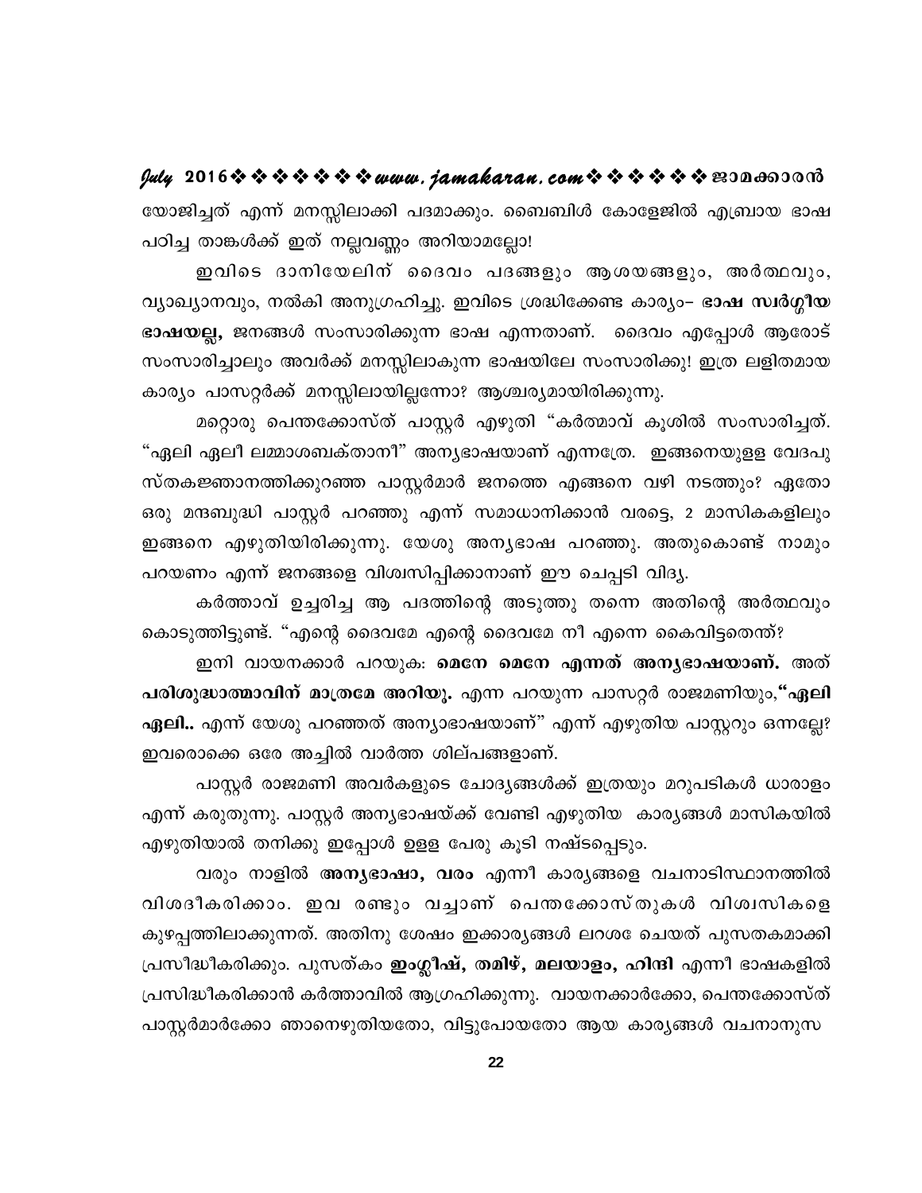യോജിച്ചത് എന്ന് മനസ്സിലാക്കി പദമാക്കും. ബൈബിൾ കോളേജിൽ എബ്രായ ഭാഷ പഠിച്ച താങ്കൾക്ക് ഇത് നല്ലവണ്ണം അറിയാമല്ലോ!

ഇവിടെ ദാനിയേലിന് ദൈവം പദങ്ങളും ആശയങ്ങളും, അർത്ഥവും, വ്യാഖ്യാനവും, നൽകി അനുഗ്രഹിച്ചു. ഇവിടെ ശ്രദ്ധിക്കേണ്ട കാര്യം– **ഭാഷ സ്വർഗ്ഗീയ ഭാഷയല്ല,** ജനങ്ങൾ സംസാരിക്കുന്ന ഭാഷ എന്നതാണ്. ദൈവം എപ്പോൾ ആരോട് സംസാരിച്ചാലും അവർക്ക് മനസ്സിലാകുന്ന ഭാഷയിലേ സംസാരിക്കൂ! ഇത്ര ലളിതമായ കാര്യം പാസറ്റർക്ക് മനസ്സിലായില്ലന്നോ? ആശ്ചര്യമായിരിക്കുന്നു.

മറ്റൊരു പെന്തക്കോസ്ത് പാസ്റ്റർ എഴുതി "കർത്താവ് കൂശിൽ സംസാരിച്ചത്. "ഏലി ഏലീ ലമ്മാശബക്താനീ" അന്യഭാഷയാണ് എന്നത്രേ. ഇങ്ങനെയുള്ള വേദപുസ്തകജ്ഞാനത്തിക്കുറഞ്ഞ പാസ്റ്റർമാർ ജനത്തെ എങ്ങനെ വഴി നടത്തും? ഏതോ ഒരു മന്ദബുദ്ധി പാസ്റ്റർ പറഞ്ഞു എന്ന് സമാധാനിക്കാൻ വരട്ടെ, 2 മാസികകളിലും ഇങ്ങനെ എഴുതിയിരിക്കുന്നു. യേശു അന്യഭാഷ പറഞ്ഞു. അതുകൊണ്ട് നാമും പറയണം എന്ന് ജനങ്ങളെ വിശ്വസിപ്പിക്കാനാണ് ഈ ചെപ്പടി വിദ്യ.

കർത്താവ് ഉച്ചരിച്ച ആ പദത്തിന്റെ അടുത്തു തന്നെ അതിന്റെ അർത്ഥവും കൊടുത്തിട്ടുണ്ട്. "എന്റെ ദൈവമേ എന്റെ ദൈവമേ നീ എന്നെ കൈവിട്ടതെന്ത്?

ഇനി വായനക്കാർ പറയുക: **മെനേ മെനേ എന്നത് അന്യഭാഷയാണ്.** അത് **പരിശുദ്ധാത്മാവിന് മാത്രമേ അറിയൂ.** എന്ന പറയുന്ന പാസറ്റർ രാജമണിയും,**"ഏലി ഏലി..** എന്ന് യേശു പറഞ്ഞത് അന്യാഭാഷയാണ്" എന്ന് എഴുതിയ പാസ്റ്ററും ഒന്നല്ലേ? ഇവരൊക്കെ ഒരേ അച്ചിൽ വാർത്ത ശില്പങ്ങളാണ്.

പാസ്റ്റർ രാജമണി അവർകളുടെ ചോദ്യങ്ങൾക്ക് ഇത്രയും മറുപടികൾ ധാരാളം എന്ന് കരുതുന്നു. പാസ്റ്റർ അന്യഭാഷയ്ക്ക് വേണ്ടി എഴുതിയ കാര്യങ്ങൾ മാസികയിൽ എഴുതിയാൽ തനിക്കു ഇപ്പോൾ ഉള്ള പേരു കൂടി നഷ്ടപ്പെടും.

വരും നാളിൽ **അന്യഭാഷാ, വരം** എന്നീ കാര്യങ്ങളെ വചനാടിസ്ഥാനത്തിൽ വിശദീകരിക്കാം. ഇവ രണ്ടും വച്ചാണ് പെന്തക്കോസ്തുകൾ വിശ്വസികളെ കുഴപ്പത്തിലാക്കുന്നത്. അതിനു ശേഷം ഇക്കാര്യങ്ങൾ ലറശേ ചെയത് പുസതകമാക്കി പ്രസീദ്ധീകരിക്കും. പുസത്കം **ഇംഗ്ലീഷ്, തമിഴ്, മലയാളം, ഹിന്ദി** എന്നീ ഭാഷകളിൽ പ്രസിദ്ധീകരിക്കാൻ കർത്താവിൽ ആഗ്രഹിക്കുന്നു. വായനക്കാർക്കോ, പെന്തക്കോസ്ത് പാസ്റ്റർമാർക്കോ ഞാനെഴുതിയതോ, വിട്ടുപോയതോ ആയ കാര്യങ്ങൾ വചനാനുസ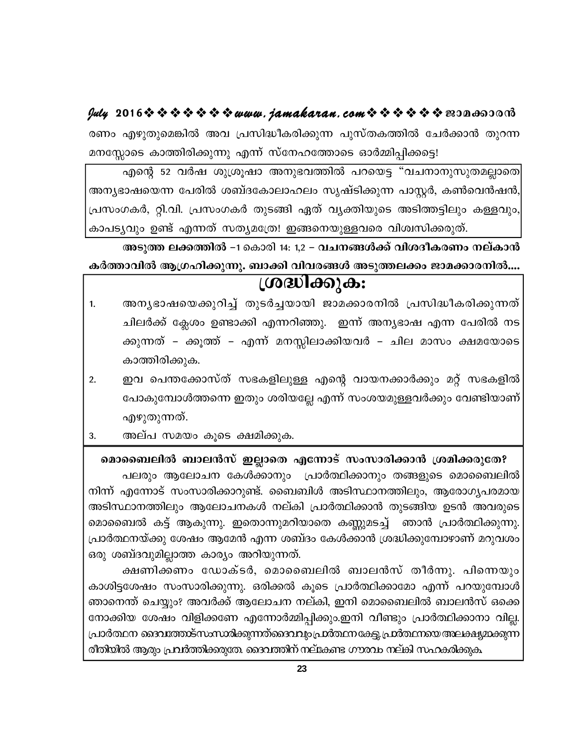രണം എഴുതുമെങ്കിൽ അവ പ്രസിദ്ധീകരിക്കുന്ന പുസ്തകത്തിൽ ചേർക്കാൻ തുറന്ന മനസ്സോടെ കാത്തിരിക്കുന്നു എന്ന് സ്നേഹത്തോടെ ഓർമ്മിപ്പിക്കട്ടെ!

എന്റെ 52 വർഷ ശുശ്രൂഷാ അനുഭവത്തിൽ പറയട്ടെ "വചനാനുസൃതമല്ലാതെ അന്യഭാഷയെന്ന പേരിൽ ശബ്ദകോലാഹലം സൃഷ്ടിക്കുന്ന പാസ്റ്റർ, കൺവെൻഷൻ, പ്രസംഗകർ, റ്റി.വി. പ്രസംഗകർ തുടങ്ങി ഏത് വ്യക്തിയുടെ അടിത്തട്ടിലും കള്ളവും, കാപട്യവും ഉണ്ട് എന്നത് സത്യമത്രേ! ഇങ്ങനെയുള്ളവരെ വിശ്വസിക്കരുത്.

**അടുത്ത ലക്കത്തിൽ** –1 കൊരി 14: 1,2 – **വചനങ്ങൾക്ക് വിശദീകരണം നല്കാൻ കർത്താവിൽ ആഗ്രഹിക്കുന്നു. ബാക്കി വിവരങ്ങൾ അടുത്തലക്കം ജാമക്കാരനിൽ....**

## ശ്രദ്ധിക്കുക:

1. അന്യഭാഷയെക്കുറിച്ച് തുടർച്ചയായി ജാമക്കാരനിൽ പ്രസിദ്ധീകരിക്കുന്നത് ചിലർക്ക് ക്ലേശം ഉണ്ടാക്കി എന്നറിഞ്ഞു. ഇന്ന് അന്യഭാഷ എന്ന പേരിൽ നടക്കുന്നത് – ക്കൂത്ത് – എന്ന് മനസ്സിലാക്കിയവർ – ചില മാസം ക്ഷമയോടെ കാത്തിരിക്കുക.
2. ഇവ പെന്തക്കോസ്ത് സഭകളിലുള്ള എന്റെ വായനക്കാർക്കും മറ്റ് സഭകളിൽ പോകുമ്പോൾത്തന്നെ ഇതും ശരിയല്ലേ എന്ന് സംശയമുള്ളവർക്കും വേണ്ടിയാണ് എഴുതുന്നത്.
3. അല്പ സമയം കൂടെ ക്ഷമിക്കുക.

**മൊബൈലിൽ ബാലൻസ് ഇല്ലാതെ എന്നോട് സംസാരിക്കാൻ ശ്രമിക്കരുതേ?**

പലരും ആലോചന കേൾക്കാനും പ്രാർത്ഥിക്കാനും തങ്ങളുടെ മൊബൈലിൽ നിന്ന് എന്നോട് സംസാരിക്കാറുണ്ട്. ബൈബിൾ അടിസ്ഥാനത്തിലും, ആരോഗ്യപരമായ അടിസ്ഥാനത്തിലും ആലോചനകൾ നല്കി പ്രാർത്ഥിക്കാൻ തുടങ്ങിയ ഉടൻ അവരുടെ മൊബൈൽ കട്ട് ആകുന്നു. ഇതൊന്നുമറിയാതെ കണ്ണുമടച്ച് ഞാൻ പ്രാർത്ഥിക്കുന്നു. പ്രാർത്ഥനയ്ക്കു ശേഷം ആമേൻ എന്ന ശബ്ദം കേൾക്കാൻ ശ്രദ്ധിക്കുമ്പോഴാണ് മറുവശം ഒരു ശബ്ദവുമില്ലാത്ത കാര്യം അറിയുന്നത്.

ക്ഷണിക്കണം ഡോക്ടർ, മൊബൈലിൽ ബാലൻസ് തീർന്നു. പിന്നെയും കാശിട്ടശേഷം സംസാരിക്കുന്നു. ഒരിക്കൽ കൂടെ പ്രാർത്ഥിക്കാമോ എന്ന് പറയുമ്പോൾ ഞാനെന്ത് ചെയ്യും? അവർക്ക് ആലോചന നല്കി, ഇനി മൊബൈലിൽ ബാലൻസ് ഒക്കെ നോക്കിയ ശേഷം വിളിക്കണേ എന്നോർമ്മിപ്പിക്കും.ഇനി വീണ്ടും പ്രാർത്ഥിക്കാനാ വില്ല. പ്രാർത്ഥന ദൈവത്തോട്സംസാരിക്കുന്നത്ദൈവവും പ്രാർത്ഥന കേട്ടു. പ്രാർത്ഥനയെ അലക്ഷ്യമാക്കുന്ന രീതിയിൽ ആരും പ്രവർത്തിക്കരുതേ. ദൈവത്തിന് നല്കേണ്ട ഗൗരവം നല്കി സഹകരിക്കുക.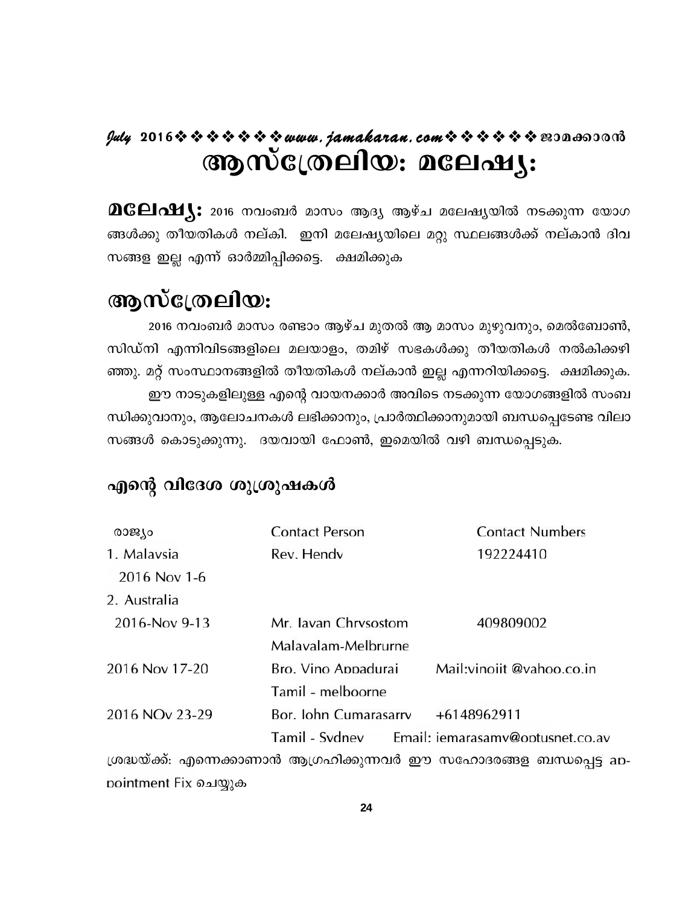# ആസ്ട്രേലിയ: മലേഷ്യ:

**മലേഷ്യ:** 2016 നവംബർ മാസം ആദ്യ ആഴ്ച മലേഷ്യയിൽ നടക്കുന്ന യോഗങ്ങൾക്കു തീയതികൾ നല്കി. ഇനി മലേഷ്യയിലെ മറ്റു സ്ഥലങ്ങൾക്ക് നല്കാൻ ദിവസങ്ങള ഇല്ല എന്ന് ഓർമ്മിപ്പിക്കട്ടെ. ക്ഷമിക്കുക

## ആസ്ട്രേലിയ:

2016 നവംബർ മാസം രണ്ടാം ആഴ്ച മുതൽ ആ മാസം മുഴുവനും, മെൽബോൺ, സിഡ്നി എന്നിവിടങ്ങളിലെ മലയാളം, തമിഴ് സഭകൾക്കു തീയതികൾ നൽകിക്കഴിഞ്ഞു. മറ്റ് സംസ്ഥാനങ്ങളിൽ തീയതികൾ നല്കാൻ ഇല്ല എന്നറിയിക്കട്ടെ. ക്ഷമിക്കുക.

ഈ നാടുകളിലുള്ള എന്റെ വായനക്കാർ അവിടെ നടക്കുന്ന യോഗങ്ങളിൽ സംബന്ധിക്കുവാനും, ആലോചനകൾ ലഭിക്കാനും, പ്രാർത്ഥിക്കാനുമായി ബന്ധപ്പെടേണ്ട വിലാസങ്ങൾ കൊടുക്കുന്നു. ദയവായി ഫോൺ, ഇമെയിൽ വഴി ബന്ധപ്പെടുക.

### എന്റെ വിദേശ ശുശ്രുഷകൾ

| രാജ്യം | Contact Person | Contact Numbers |
|---|---|---|
| 1. Malaysia | Rev. Hendy | 192224410 |
| 2016 Nov 1-6 | | |
| 2. Australia | | |
| 2016-Nov 9-13 | Mr. Javan Chrysostom | 409809002 |
| | Malayalam-Melbrurne | |
| 2016 Nov 17-20 | Bro. Vino Appadurai | Mail:vinojit @yahoo.co.in |
| | Tamil - melboorne | |
| 2016 NOv 23-29 | Bor. John Cumarasarry | +6148962911 |
| | Tamil - Sydney | Email: jemarasamy@optusnet.co.av |

ശ്രദ്ധയ്ക്ക്: എന്നെക്കാണാൻ ആഗ്രഹിക്കുന്നവർ ഈ സഹോദരങ്ങള ബന്ധപ്പെട്ട appointment Fix ചെയ്യുക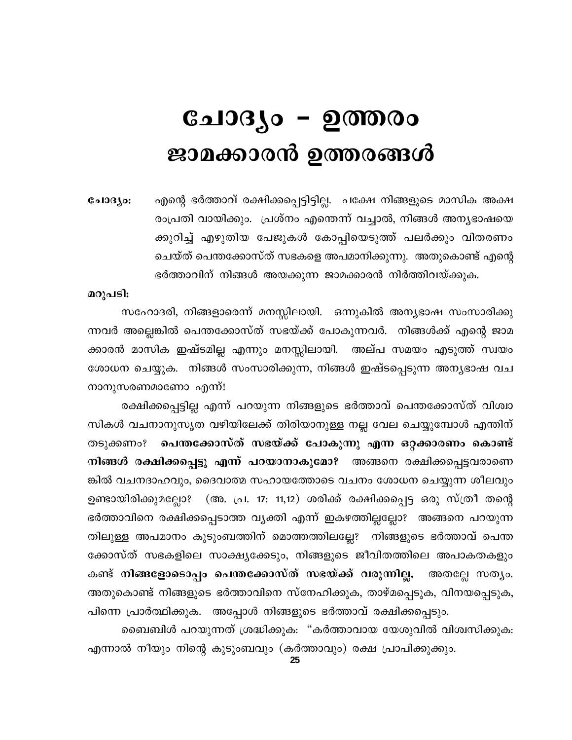# ചോദ്യം - ഉത്തരം
# ജാമക്കാരൻ ഉത്തരങ്ങൾ

**ചോദ്യം:** എന്റെ ഭർത്താവ് രക്ഷിക്കപ്പെട്ടിട്ടില്ല. പക്ഷേ നിങ്ങളുടെ മാസിക അക്ഷരംപ്രതി വായിക്കും. പ്രശ്നം എന്തെന്ന് വച്ചാൽ, നിങ്ങൾ അന്യഭാഷയെക്കുറിച്ച് എഴുതിയ പേജുകൾ കോപ്പിയെടുത്ത് പലർക്കും വിതരണം ചെയ്ത് പെന്തക്കോസ്ത് സഭകളെ അപമാനിക്കുന്നു. അതുകൊണ്ട് എന്റെ ഭർത്താവിന് നിങ്ങൾ അയക്കുന്ന ജാമക്കാരൻ നിർത്തിവയ്ക്കുക.

**മറുപടി:**

സഹോദരി, നിങ്ങളാരെന്ന് മനസ്സിലായി. ഒന്നുകിൽ അന്യഭാഷ സംസാരിക്കുന്നവർ അല്ലെങ്കിൽ പെന്തക്കോസ്ത് സഭയ്ക്ക് പോകുന്നവർ. നിങ്ങൾക്ക് എന്റെ ജാമക്കാരൻ മാസിക ഇഷ്ടമില്ല എന്നും മനസ്സിലായി. അല്പ സമയം എടുത്ത് സ്വയം ശോധന ചെയ്യുക. നിങ്ങൾ സംസാരിക്കുന്ന, നിങ്ങൾ ഇഷ്ടപ്പെടുന്ന അന്യഭാഷ വചനാനുസരണമാണോ എന്ന്!

രക്ഷിക്കപ്പെട്ടില്ല എന്ന് പറയുന്ന നിങ്ങളുടെ ഭർത്താവ് പെന്തക്കോസ്ത് വിശ്വാസികൾ വചനാനുസൃത വഴിയിലേക്ക് തിരിയാനുള്ള നല്ല വേല ചെയ്യുമ്പോൾ എന്തിന് തടുക്കണം? **പെന്തക്കോസ്ത് സഭയ്ക്ക് പോകുന്നു എന്ന ഒറ്റക്കാരണം കൊണ്ട് നിങ്ങൾ രക്ഷിക്കപ്പെട്ടു എന്ന് പറയാനാകുമോ?** അങ്ങനെ രക്ഷിക്കപ്പെട്ടവരാണെങ്കിൽ വചനദാഹവും, ദൈവാത്മ സഹായത്തോടെ വചനം ശോധന ചെയ്യുന്ന ശീലവും ഉണ്ടായിരിക്കുമല്ലോ? (അ. പ്ര. 17: 11,12) ശരിക്ക് രക്ഷിക്കപ്പെട്ട ഒരു സ്ത്രീ തന്റെ ഭർത്താവിനെ രക്ഷിക്കപ്പെടാത്ത വ്യക്തി എന്ന് ഇകഴത്തില്ലല്ലോ? അങ്ങനെ പറയുന്നതിലുള്ള അപമാനം കുടുംബത്തിന് മൊത്തത്തിലല്ലേ? നിങ്ങളുടെ ഭർത്താവ് പെന്തക്കോസ്ത് സഭകളിലെ സാക്ഷ്യക്കേടും, നിങ്ങളുടെ ജീവിതത്തിലെ അപാകതകളും കണ്ട് **നിങ്ങളോടൊപ്പം പെന്തക്കോസ്ത് സഭയ്ക്ക് വരുന്നില്ല.** അതല്ലേ സത്യം. അതുകൊണ്ട് നിങ്ങളുടെ ഭർത്താവിനെ സ്നേഹിക്കുക, താഴ്മപ്പെടുക, വിനയപ്പെടുക, പിന്നെ പ്രാർത്ഥിക്കുക. അപ്പോൾ നിങ്ങളുടെ ഭർത്താവ് രക്ഷിക്കപ്പെടും.

ബൈബിൾ പറയുന്നത് ശ്രദ്ധിക്കുക: "കർത്താവായ യേശുവിൽ വിശ്വസിക്കുക: എന്നാൽ നീയും നിന്റെ കുടുംബവും (കർത്താവും) രക്ഷ പ്രാപിക്കുക്കും.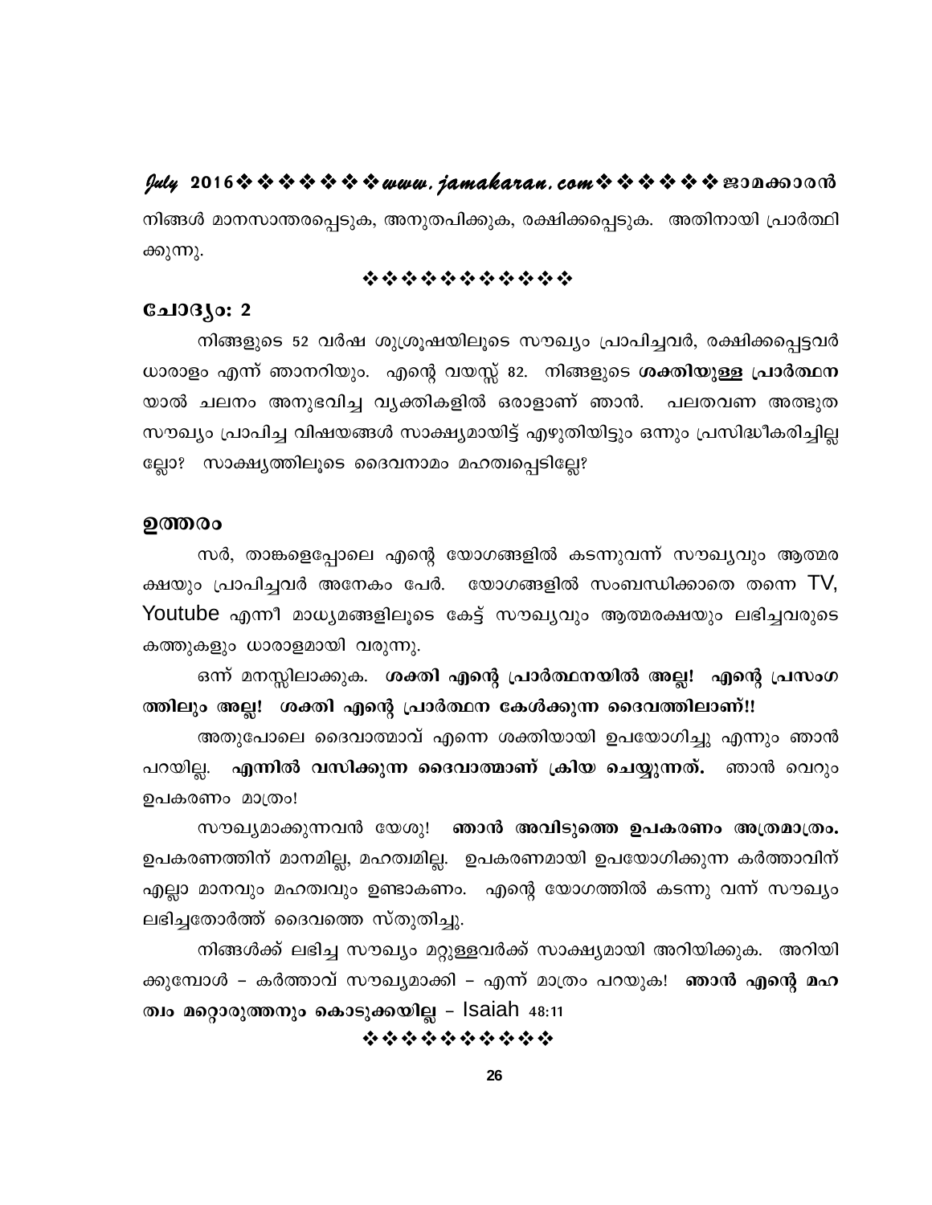നിങ്ങൾ മാനസാന്തരപ്പെടുക, അനുതപിക്കുക, രക്ഷിക്കപ്പെടുക. അതിനായി പ്രാർത്ഥിക്കുന്നു.

❖❖❖❖❖❖❖❖❖❖❖

### ചോദ്യം: 2

നിങ്ങളുടെ 52 വർഷ ശുശ്രൂഷയിലൂടെ സൗഖ്യം പ്രാപിച്ചവർ, രക്ഷിക്കപ്പെട്ടവർ ധാരാളം എന്ന് ഞാനറിയും. എന്റെ വയസ്സ് 82. നിങ്ങളുടെ **ശക്തിയുള്ള പ്രാർത്ഥന** യാൽ ചലനം അനുഭവിച്ച വ്യക്തികളിൽ ഒരാളാണ് ഞാൻ. പലതവണ അത്ഭുത സൗഖ്യം പ്രാപിച്ച വിഷയങ്ങൾ സാക്ഷ്യമായിട്ട് എഴുതിയിട്ടും ഒന്നും പ്രസിദ്ധീകരിച്ചില്ലല്ലോ? സാക്ഷ്യത്തിലൂടെ ദൈവനാമം മഹത്വപ്പെടില്ലേ?

### ഉത്തരം

സർ, താങ്കളെപ്പോലെ എന്റെ യോഗങ്ങളിൽ കടന്നുവന്ന് സൗഖ്യവും ആത്മരക്ഷയും പ്രാപിച്ചവർ അനേകം പേർ. യോഗങ്ങളിൽ സംബന്ധിക്കാതെ തന്നെ TV, Youtube എന്നീ മാധ്യമങ്ങളിലൂടെ കേട്ട് സൗഖ്യവും ആത്മരക്ഷയും ലഭിച്ചവരുടെ കത്തുകളും ധാരാളമായി വരുന്നു.

ഒന്ന് മനസ്സിലാക്കുക. **ശക്തി എന്റെ പ്രാർത്ഥനയിൽ അല്ല! എന്റെ പ്രസംഗത്തിലും അല്ല! ശക്തി എന്റെ പ്രാർത്ഥന കേൾക്കുന്ന ദൈവത്തിലാണ്!!**

അതുപോലെ ദൈവാത്മാവ് എന്നെ ശക്തിയായി ഉപയോഗിച്ചു എന്നും ഞാൻ പറയില്ല. **എന്നിൽ വസിക്കുന്ന ദൈവാത്മാണ് ക്രിയ ചെയ്യുന്നത്.** ഞാൻ വെറും ഉപകരണം മാത്രം!

സൗഖ്യമാക്കുന്നവൻ യേശു! **ഞാൻ അവിടുത്തെ ഉപകരണം അത്രമാത്രം.** ഉപകരണത്തിന് മാനമില്ല, മഹത്വമില്ല. ഉപകരണമായി ഉപയോഗിക്കുന്ന കർത്താവിന് എല്ലാ മാനവും മഹത്വവും ഉണ്ടാകണം. എന്റെ യോഗത്തിൽ കടന്നു വന്ന് സൗഖ്യം ലഭിച്ചതോർത്ത് ദൈവത്തെ സ്തുതിച്ചു.

നിങ്ങൾക്ക് ലഭിച്ച സൗഖ്യം മറ്റുള്ളവർക്ക് സാക്ഷ്യമായി അറിയിക്കുക. അറിയിക്കുമ്പോൾ – കർത്താവ് സൗഖ്യമാക്കി – എന്ന് മാത്രം പറയുക! **ഞാൻ എന്റെ മഹത്വം മറ്റൊരുത്തനും കൊടുക്കയില്ല** – Isaiah 48:11

❖❖❖❖❖❖❖❖❖❖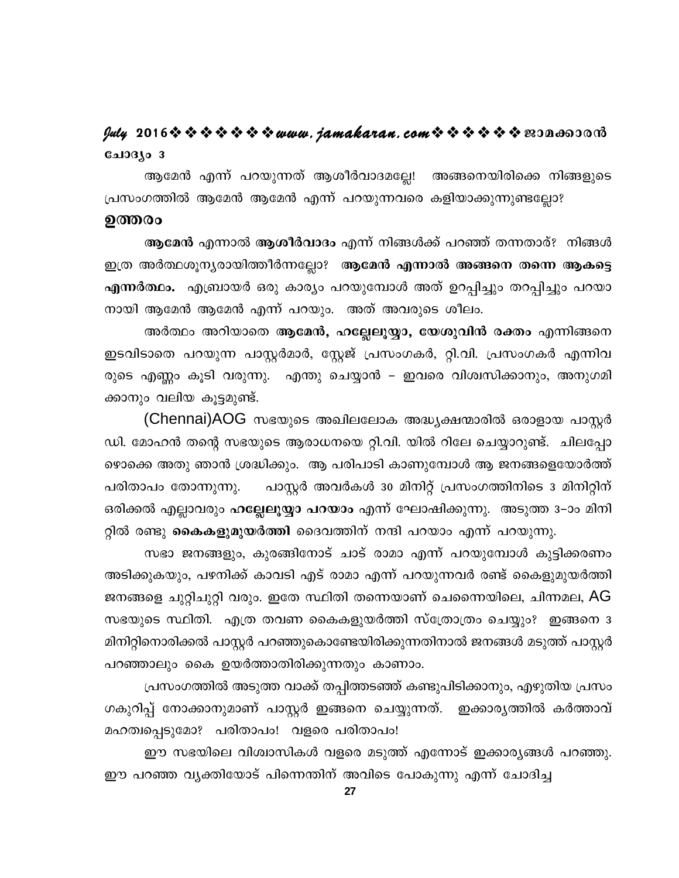**ചോദ്യം 3**

ആമേൻ എന്ന് പറയുന്നത് ആശീർവാദമല്ലേ! അങ്ങനെയിരിക്കെ നിങ്ങളുടെ പ്രസംഗത്തിൽ ആമേൻ ആമേൻ എന്ന് പറയുന്നവരെ കളിയാക്കുന്നുണ്ടല്ലോ?

## ഉത്തരം

**ആമേൻ** എന്നാൽ **ആശീർവാദം** എന്ന് നിങ്ങൾക്ക് പറഞ്ഞ് തന്നതാര്? നിങ്ങൾ ഇത്ര അർത്ഥശൂന്യരായിത്തീർന്നല്ലോ? **ആമേൻ എന്നാൽ അങ്ങനെ തന്നെ ആകട്ടെ എന്നർത്ഥം.** എബ്രായർ ഒരു കാര്യം പറയുമ്പോൾ അത് ഉറപ്പിച്ചും തറപ്പിച്ചും പറയാനായി ആമേൻ ആമേൻ എന്ന് പറയും. അത് അവരുടെ ശീലം.

അർത്ഥം അറിയാതെ **ആമേൻ, ഹല്ലേലൂയ്യാ, യേശുവിൻ രക്തം** എന്നിങ്ങനെ ഇടവിടാതെ പറയുന്ന പാസ്റ്റർമാർ, സ്റ്റേജ് പ്രസംഗകർ, റ്റി.വി. പ്രസംഗകർ എന്നിവരുടെ എണ്ണം കൂടി വരുന്നു. എന്തു ചെയ്യാൻ – ഇവരെ വിശ്വസിക്കാനും, അനുഗമിക്കാനും വലിയ കൂട്ടമുണ്ട്.

(Chennai)AOG സഭയുടെ അഖിലലോക അദ്ധ്യക്ഷന്മാരിൽ ഒരാളായ പാസ്റ്റർ ഡി. മോഹൻ തന്റെ സഭയുടെ ആരാധനയെ റ്റി.വി. യിൽ റിലേ ചെയ്യാറുണ്ട്. ചിലപ്പോഴൊക്കെ അതു ഞാൻ ശ്രദ്ധിക്കും. ആ പരിപാടി കാണുമ്പോൾ ആ ജനങ്ങളെയോർത്ത് പരിതാപം തോന്നുന്നു. പാസ്റ്റർ അവർകൾ 30 മിനിറ്റ് പ്രസംഗത്തിനിടെ 3 മിനിറ്റിന് ഒരിക്കൽ എല്ലാവരും **ഹല്ലേലൂയ്യാ പറയാം** എന്ന് ഘോഷിക്കുന്നു. അടുത്ത 3–ാം മിനിറ്റിൽ രണ്ടു **കൈകളുമുയർത്തി** ദൈവത്തിന് നന്ദി പറയാം എന്ന് പറയുന്നു.

സഭാ ജനങ്ങളും, കുരങ്ങിനോട് ചാട് രാമാ എന്ന് പറയുമ്പോൾ കുട്ടിക്കരണം അടിക്കുകയും, പഴനിക്ക് കാവടി എട് രാമാ എന്ന് പറയുന്നവർ രണ്ട് കൈളുമുയർത്തി ജനങ്ങളെ ചുറ്റിചുറ്റി വരും. ഇതേ സ്ഥിതി തന്നെയാണ് ചെന്നൈയിലെ, ചിന്നമല, AG സഭയുടെ സ്ഥിതി. എത്ര തവണ കൈകളുയർത്തി സ്ത്രോത്രം ചെയ്യും? ഇങ്ങനെ 3 മിനിറ്റിനൊരിക്കൽ പാസ്റ്റർ പറഞ്ഞുകൊണ്ടേയിരിക്കുന്നതിനാൽ ജനങ്ങൾ മടുത്ത് പാസ്റ്റർ പറഞ്ഞാലും കൈ ഉയർത്താതിരിക്കുന്നതും കാണാം.

പ്രസംഗത്തിൽ അടുത്ത വാക്ക് തപ്പിത്തടഞ്ഞ് കണ്ടുപിടിക്കാനും, എഴുതിയ പ്രസംഗകുറിപ്പ് നോക്കാനുമാണ് പാസ്റ്റർ ഇങ്ങനെ ചെയ്യുന്നത്. ഇക്കാര്യത്തിൽ കർത്താവ് മഹത്വപ്പെടുമോ? പരിതാപം! വളരെ പരിതാപം!

ഈ സഭയിലെ വിശ്വാസികൾ വളരെ മടുത്ത് എന്നോട് ഇക്കാര്യങ്ങൾ പറഞ്ഞു. ഈ പറഞ്ഞ വ്യക്തിയോട് പിന്നെന്തിന് അവിടെ പോകുന്നു എന്ന് ചോദിച്ച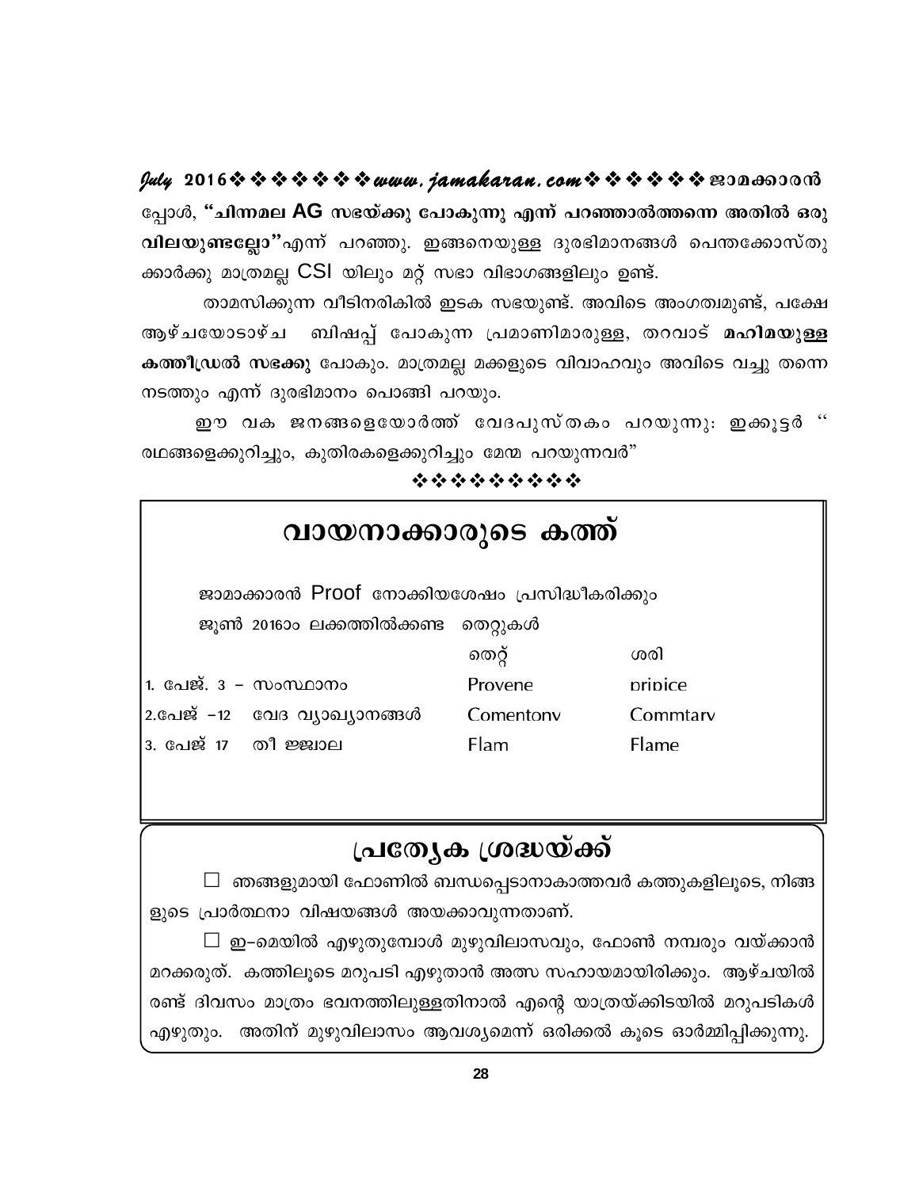പ്പോൾ, **"ചിന്നമല AG സഭയ്ക്കു പോകുന്നു എന്ന് പറഞ്ഞാൽത്തന്നെ അതിൽ ഒരു വിലയുണ്ടല്ലോ"**എന്ന് പറഞ്ഞു. ഇങ്ങനെയുള്ള ദുരഭിമാനങ്ങൾ പെന്തക്കോസ്തുക്കാർക്കു മാത്രമല്ല CSI യിലും മറ്റ് സഭാ വിഭാഗങ്ങളിലും ഉണ്ട്.

താമസിക്കുന്ന വീടിനരികിൽ ഇടക സഭയുണ്ട്. അവിടെ അംഗത്വമുണ്ട്, പക്ഷേ ആഴ്ചയോടാഴ്ച ബിഷപ്പ് പോകുന്ന പ്രമാണിമാരുള്ള, തറവാട് **മഹിമയുള്ള കത്തീഡ്രൽ സഭക്കു** പോകും. മാത്രമല്ല മക്കളുടെ വിവാഹവും അവിടെ വച്ചു തന്നെ നടത്തും എന്ന് ദുരഭിമാനം പൊങ്ങി പറയും.

ഈ വക ജനങ്ങളെയോർത്ത് വേദപുസ്തകം പറയുന്നു: ഇക്കൂട്ടർ " രഥങ്ങളെക്കുറിച്ചും, കുതിരകളെക്കുറിച്ചും മേന്മ പറയുന്നവർ"

❖❖❖❖❖❖❖❖❖

## വായനാക്കാരുടെ കത്ത്

ജാമാക്കാരൻ Proof നോക്കിയശേഷം പ്രസിദ്ധീകരിക്കും

ജൂൺ 2016ാം ലക്കത്തിൽക്കണ്ട തെറ്റുകൾ

| | തെറ്റ് | ശരി |
|---|---|---|
| 1. പേജ്. 3 – സംസ്ഥാനം | Provene | pripice |
| 2.പേജ് –12 വേദ വ്യാഖ്യാനങ്ങൾ | Comentony | Commtary |
| 3. പേജ് 17 തീ ജ്ജ്വാല | Flam | Flame |

## പ്രത്യേക ശ്രദ്ധയ്ക്ക്

☐ ഞങ്ങളുമായി ഫോണിൽ ബന്ധപ്പെടാനാകാത്തവർ കത്തുകളിലൂടെ, നിങ്ങളുടെ പ്രാർത്ഥനാ വിഷയങ്ങൾ അയക്കാവുന്നതാണ്.

☐ ഇ–മെയിൽ എഴുതുമ്പോൾ മുഴുവിലാസവും, ഫോൺ നമ്പരും വയ്ക്കാൻ മറക്കരുത്. കത്തിലൂടെ മറുപടി എഴുതാൻ അത്വ സഹായമായിരിക്കും. ആഴ്ചയിൽ രണ്ട് ദിവസം മാത്രം ഭവനത്തിലുള്ളതിനാൽ എന്റെ യാത്രയ്ക്കിടയിൽ മറുപടികൾ എഴുതും. അതിന് മുഴുവിലാസം ആവശ്യമെന്ന് ഒരിക്കൽ കൂടെ ഓർമ്മിപ്പിക്കുന്നു.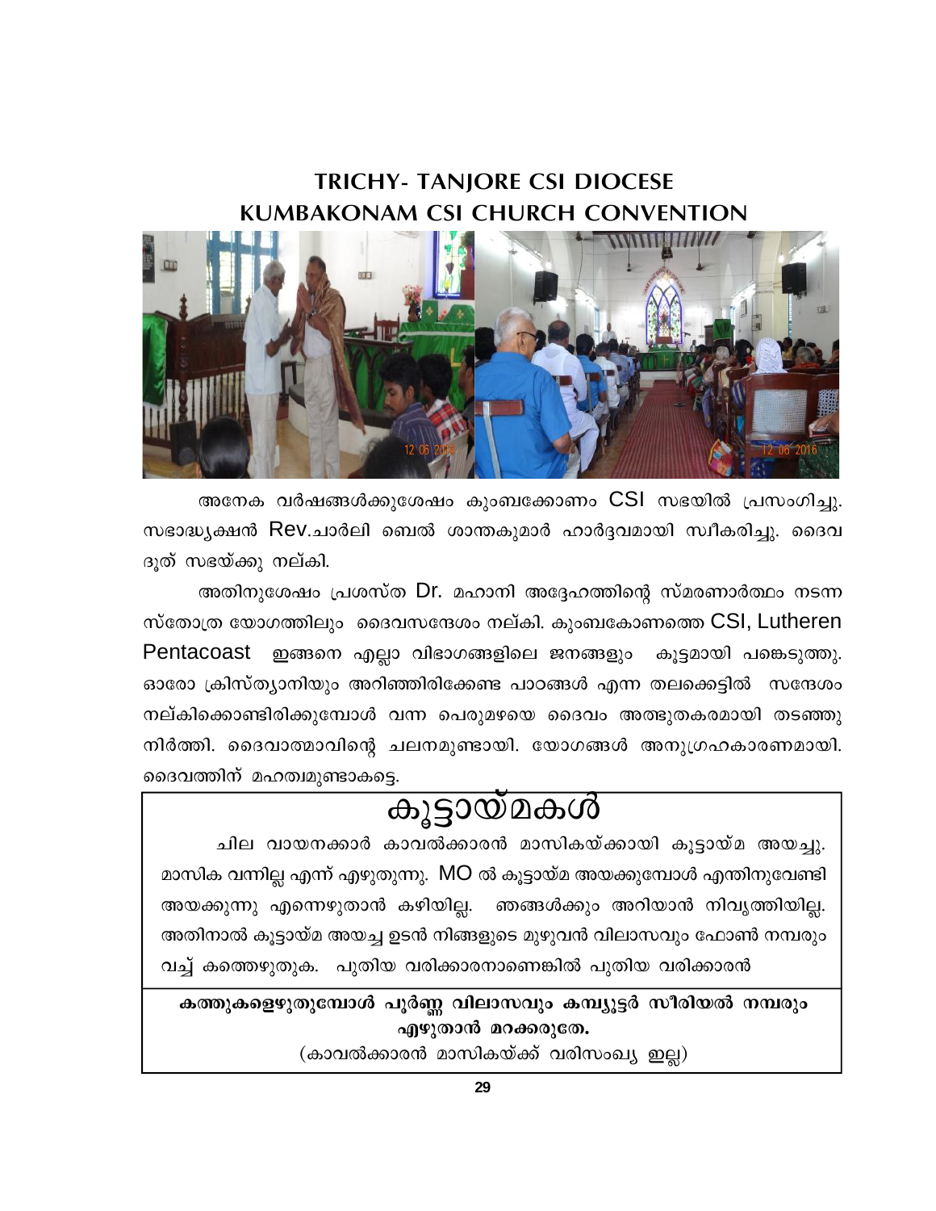## TRICHY- TANJORE CSI DIOCESE
## KUMBAKONAM CSI CHURCH CONVENTION

അനേക വർഷങ്ങൾക്കുശേഷം കുംബക്കോണം CSI സഭയിൽ പ്രസംഗിച്ചു. സഭാദ്ധ്യക്ഷൻ Rev.ചാർലി ബെൽ ശാന്തകുമാർ ഹാർദ്ദവമായി സ്വീകരിച്ചു. ദൈവ ദൂത് സഭയ്ക്കു നല്കി.

അതിനുശേഷം പ്രശസ്ത Dr. മഹാനി അദ്ദേഹത്തിന്റെ സ്മരണാർത്ഥം നടന്ന സ്തോത്ര യോഗത്തിലും ദൈവസന്ദേശം നല്കി. കുംബകോണത്തെ CSI, Lutheren Pentacoast ഇങ്ങനെ എല്ലാ വിഭാഗങ്ങളിലെ ജനങ്ങളും കൂട്ടമായി പങ്കെടുത്തു. ഓരോ ക്രിസ്ത്യാനിയും അറിഞ്ഞിരിക്കേണ്ട പാഠങ്ങൾ എന്ന തലക്കെട്ടിൽ സന്ദേശം നല്കിക്കൊണ്ടിരിക്കുമ്പോൾ വന്ന പെരുമഴയെ ദൈവം അത്ഭുതകരമായി തടഞ്ഞു നിർത്തി. ദൈവാത്മാവിന്റെ ചലനമുണ്ടായി. യോഗങ്ങൾ അനുഗ്രഹകാരണമായി. ദൈവത്തിന് മഹത്വമുണ്ടാകട്ടെ.

# കൂട്ടായ്മകൾ

ചില വായനക്കാർ കാവൽക്കാരൻ മാസികയ്ക്കായി കൂട്ടായ്മ അയച്ചു. മാസിക വന്നില്ല എന്ന് എഴുതുന്നു. MO ൽ കൂട്ടായ്മ അയക്കുമ്പോൾ എന്തിനുവേണ്ടി അയക്കുന്നു എന്നെഴുതാൻ കഴിയില്ല. ഞങ്ങൾക്കും അറിയാൻ നിവൃത്തിയില്ല. അതിനാൽ കൂട്ടായ്മ അയച്ച ഉടൻ നിങ്ങളുടെ മുഴുവൻ വിലാസവും ഫോൺ നമ്പരും വച്ച് കത്തെഴുതുക. പുതിയ വരിക്കാരനാണെങ്കിൽ പുതിയ വരിക്കാരൻ

**കത്തുകളെഴുതുമ്പോൾ പൂർണ്ണ വിലാസവും കമ്പ്യൂട്ടർ സീരിയൽ നമ്പരും എഴുതാൻ മറക്കരുതേ.**

(കാവൽക്കാരൻ മാസികയ്ക്ക് വരിസംഖ്യ ഇല്ല)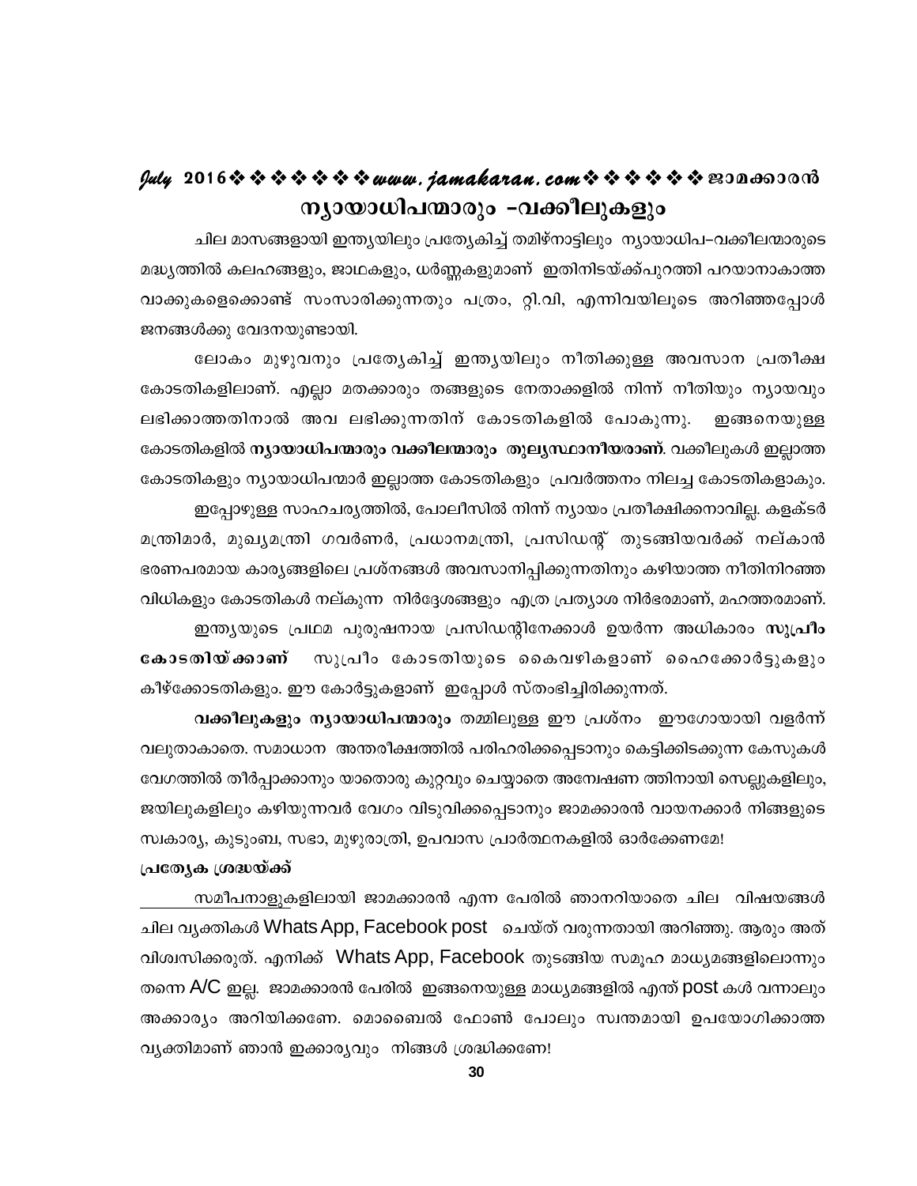# ന്യായാധിപന്മാരും -വക്കീലുകളും

ചില മാസങ്ങളായി ഇന്ത്യയിലും പ്രത്യേകിച്ച് തമിഴ്നാട്ടിലും ന്യായാധിപ–വക്കീലന്മാരുടെ മദ്ധ്യത്തിൽ കലഹങ്ങളും, ജാഥകളും, ധർണ്ണകളുമാണ് ഇതിനിടയ്ക്ക്പുറത്തി പറയാനാകാത്ത വാക്കുകളെക്കൊണ്ട് സംസാരിക്കുന്നതും പത്രം, റ്റി.വി, എന്നിവയിലൂടെ അറിഞ്ഞപ്പോൾ ജനങ്ങൾക്കു വേദനയുണ്ടായി.

ലോകം മുഴുവനും പ്രത്യേകിച്ച് ഇന്ത്യയിലും നീതിക്കുള്ള അവസാന പ്രതീക്ഷ കോടതികളിലാണ്. എല്ലാ മതക്കാരും തങ്ങളുടെ നേതാക്കളിൽ നിന്ന് നീതിയും ന്യായവും ലഭിക്കാത്തതിനാൽ അവ ലഭിക്കുന്നതിന് കോടതികളിൽ പോകുന്നു. ഇങ്ങനെയുള്ള കോടതികളിൽ **ന്യായാധിപന്മാരും വക്കീലന്മാരും തുല്യസ്ഥാനീയരാണ്**. വക്കീലുകൾ ഇല്ലാത്ത കോടതികളും ന്യായാധിപന്മാർ ഇല്ലാത്ത കോടതികളും പ്രവർത്തനം നിലച്ച കോടതികളാകും.

ഇപ്പോഴുള്ള സാഹചര്യത്തിൽ, പോലീസിൽ നിന്ന് ന്യായം പ്രതീക്ഷിക്കനാവില്ല. കളക്ടർ മന്ത്രിമാർ, മുഖ്യമന്ത്രി ഗവർണർ, പ്രധാനമന്ത്രി, പ്രസിഡന്റ് തുടങ്ങിയവർക്ക് നല്കാൻ ഭരണപരമായ കാര്യങ്ങളിലെ പ്രശ്നങ്ങൾ അവസാനിപ്പിക്കുന്നതിനും കഴിയാത്ത നീതിനിറഞ്ഞ വിധികളും കോടതികൾ നല്കുന്ന നിർദ്ദേശങ്ങളും എത്ര പ്രത്യാശ നിർഭരമാണ്, മഹത്തരമാണ്.

ഇന്ത്യയുടെ പ്രഥമ പുരുഷനായ പ്രസിഡന്റിനേക്കാൾ ഉയർന്ന അധികാരം **സുപ്രീം കോടതിയ്ക്കാണ്** സുപ്രീം കോടതിയുടെ കൈവഴികളാണ് ഹൈക്കോർട്ടുകളും കീഴ്ക്കോടതികളും. ഈ കോർട്ടുകളാണ് ഇപ്പോൾ സ്തംഭിച്ചിരിക്കുന്നത്.

**വക്കീലുകളും ന്യായാധിപന്മാരും** തമ്മിലുള്ള ഈ പ്രശ്നം ഈഗോയായി വളർന്ന് വലുതാകാതെ. സമാധാന അന്തരീക്ഷത്തിൽ പരിഹരിക്കപ്പെടാനും കെട്ടിക്കിടക്കുന്ന കേസുകൾ വേഗത്തിൽ തീർപ്പാക്കാനും യാതൊരു കുറ്റവും ചെയ്യാതെ അന്വേഷണ ത്തിനായി സെല്ലുകളിലും, ജയിലുകളിലും കഴിയുന്നവർ വേഗം വിടുവിക്കപ്പെടാനും ജാമക്കാരൻ വായനക്കാർ നിങ്ങളുടെ സ്വകാര്യ, കുടുംബ, സഭാ, മുഴുരാത്രി, ഉപവാസ പ്രാർത്ഥനകളിൽ ഓർക്കേണമേ!

**പ്രത്യേക ശ്രദ്ധയ്ക്ക്**

സമീപനാളുകളിലായി ജാമക്കാരൻ എന്ന പേരിൽ ഞാനറിയാതെ ചില വിഷയങ്ങൾ ചില വ്യക്തികൾ WhatsApp, Facebook post ചെയ്ത് വരുന്നതായി അറിഞ്ഞു. ആരും അത് വിശ്വസിക്കരുത്. എനിക്ക് WhatsApp, Facebook തുടങ്ങിയ സമൂഹ മാധ്യമങ്ങളിലൊന്നും തന്നെ A/C ഇല്ല. ജാമക്കാരൻ പേരിൽ ഇങ്ങനെയുള്ള മാധ്യമങ്ങളിൽ എന്ത് post കൾ വന്നാലും അക്കാര്യം അറിയിക്കണേ. മൊബൈൽ ഫോൺ പോലും സ്വന്തമായി ഉപയോഗിക്കാത്ത വ്യക്തിമാണ് ഞാൻ ഇക്കാര്യവും നിങ്ങൾ ശ്രദ്ധിക്കണേ!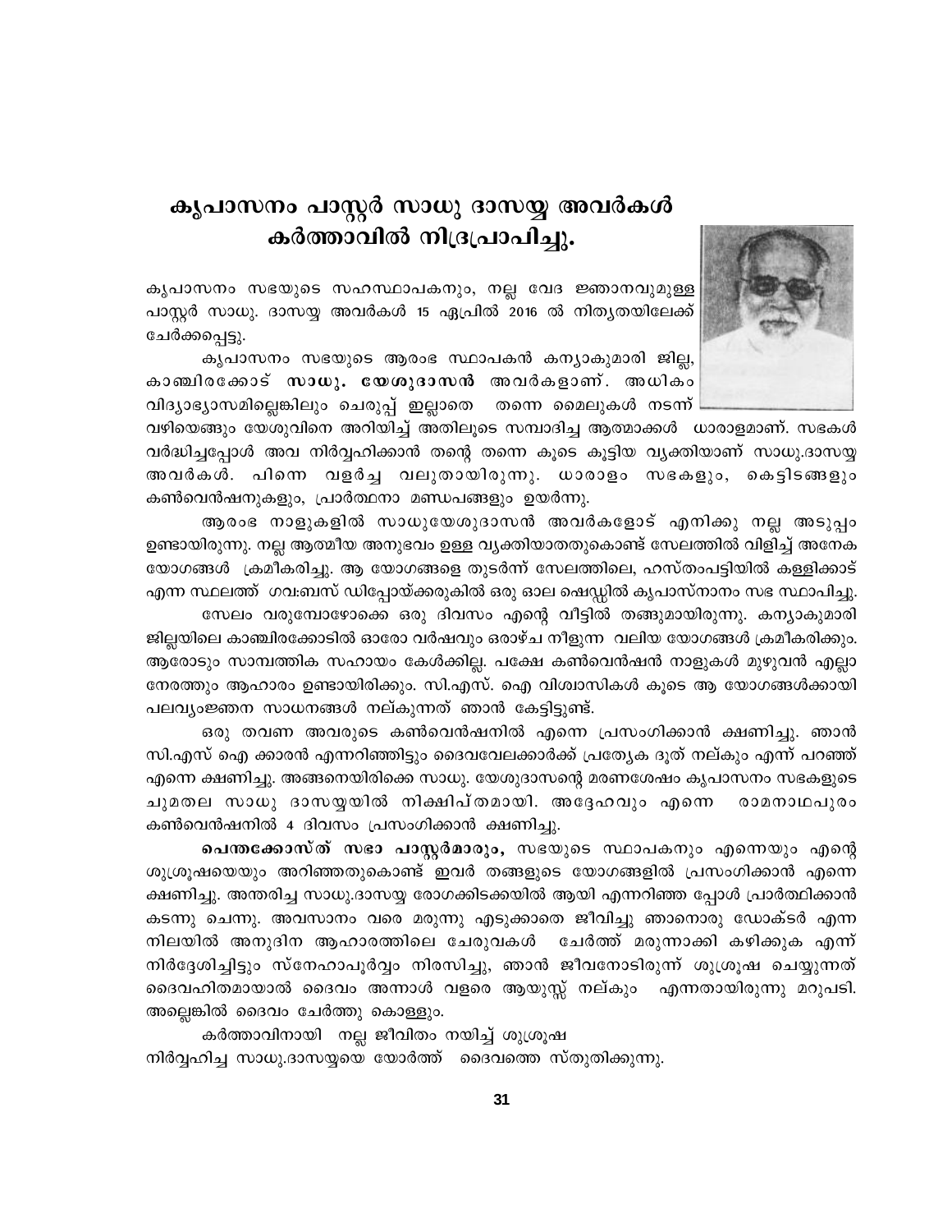# കൃപാസനം പാസ്റ്റർ സാധു ദാസയ്യ അവർകൾ കർത്താവിൽ നിദ്രപ്രാപിച്ചു.

കൃപാസനം സഭയുടെ സഹസ്ഥാപകനും, നല്ല വേദ ജ്ഞാനവുമുള്ള പാസ്റ്റർ സാധു. ദാസയ്യ അവർകൾ 15 ഏപ്രിൽ 2016 ൽ നിത്യതയിലേക്ക് ചേർക്കപ്പെട്ടു.

കൃപാസനം സഭയുടെ ആരംഭ സ്ഥാപകൻ കന്യാകുമാരി ജില്ല, കാഞ്ചിരക്കോട് **സാധു. യേശുദാസൻ** അവർകളാണ്. അധികം വിദ്യാഭ്യാസമില്ലെങ്കിലും ചെരുപ്പ് ഇല്ലാതെ തന്നെ മൈലുകൾ നടന്ന് വഴിയെങ്ങും യേശുവിനെ അറിയിച്ച് അതിലൂടെ സമ്പാദിച്ച ആത്മാക്കൾ ധാരാളമാണ്. സഭകൾ വർദ്ധിച്ചപ്പോൾ അവ നിർവ്വഹിക്കാൻ തന്റെ തന്നെ കൂടെ കൂട്ടിയ വ്യക്തിയാണ് സാധു.ദാസയ്യ അവർകൾ. പിന്നെ വളർച്ച വലുതായിരുന്നു. ധാരാളം സഭകളും, കെട്ടിടങ്ങളും കൺവെൻഷനുകളും, പ്രാർത്ഥനാ മണ്ഡപങ്ങളും ഉയർന്നു.

ആരംഭ നാളുകളിൽ സാധുയേശുദാസൻ അവർകളോട് എനിക്കു നല്ല അടുപ്പം ഉണ്ടായിരുന്നു. നല്ല ആത്മീയ അനുഭവം ഉള്ള വ്യക്തിയാതതുകൊണ്ട് സേലത്തിൽ വിളിച്ച് അനേക യോഗങ്ങൾ ക്രമീകരിച്ചു. ആ യോഗങ്ങളെ തുടർന്ന് സേലത്തിലെ, ഹസ്തംപട്ടിയിൽ കള്ളിക്കാട് എന്ന സ്ഥലത്ത് ഗവ:ബസ് ഡിപ്പോയ്ക്കരുകിൽ ഒരു ഓല ഷെഡ്ഡിൽ കൃപാസ്നാനം സഭ സ്ഥാപിച്ചു.

സേലം വരുമ്പോഴോക്കെ ഒരു ദിവസം എന്റെ വീട്ടിൽ തങ്ങുമായിരുന്നു. കന്യാകുമാരി ജില്ലയിലെ കാഞ്ചിരക്കോടിൽ ഓരോ വർഷവും ഒരാഴ്ച നീളുന്ന വലിയ യോഗങ്ങൾ ക്രമീകരിക്കും. ആരോടും സാമ്പത്തിക സഹായം കേൾക്കില്ല. പക്ഷേ കൺവെൻഷൻ നാളുകൾ മുഴുവൻ എല്ലാ നേരത്തും ആഹാരം ഉണ്ടായിരിക്കും. സി.എസ്. ഐ വിശ്വാസികൾ കൂടെ ആ യോഗങ്ങൾക്കായി പലവ്യംജ്ഞന സാധനങ്ങൾ നല്കുന്നത് ഞാൻ കേട്ടിട്ടുണ്ട്.

ഒരു തവണ അവരുടെ കൺവെൻഷനിൽ എന്നെ പ്രസംഗിക്കാൻ ക്ഷണിച്ചു. ഞാൻ സി.എസ് ഐ ക്കാരൻ എന്നറിഞ്ഞിട്ടും ദൈവവേലക്കാർക്ക് പ്രത്യേക ദൂത് നല്കും എന്ന് പറഞ്ഞ് എന്നെ ക്ഷണിച്ചു. അങ്ങനെയിരിക്കെ സാധു. യേശുദാസന്റെ മരണശേഷം കൃപാസനം സഭകളുടെ ചുമതല സാധു ദാസയ്യയിൽ നിക്ഷിപ്തമായി. അദ്ദേഹവും എന്നെ രാമനാഥപുരം കൺവെൻഷനിൽ 4 ദിവസം പ്രസംഗിക്കാൻ ക്ഷണിച്ചു.

**പെന്തക്കോസ്ത് സഭാ പാസ്റ്റർമാരും,** സഭയുടെ സ്ഥാപകനും എന്നെയും എന്റെ ശുശ്രൂഷയെയും അറിഞ്ഞതുകൊണ്ട് ഇവർ തങ്ങളുടെ യോഗങ്ങളിൽ പ്രസംഗിക്കാൻ എന്നെ ക്ഷണിച്ചു. അന്തരിച്ച സാധു.ദാസയ്യ രോഗക്കിടക്കയിൽ ആയി എന്നറിഞ്ഞ പ്പോൾ പ്രാർത്ഥിക്കാൻ കടന്നു ചെന്നു. അവസാനം വരെ മരുന്നു എടുക്കാതെ ജീവിച്ചു ഞാനൊരു ഡോക്ടർ എന്ന നിലയിൽ അനുദിന ആഹാരത്തിലെ ചേരുവകൾ ചേർത്ത് മരുന്നാക്കി കഴിക്കുക എന്ന് നിർദ്ദേശിച്ചിട്ടും സ്നേഹാപൂർവ്വം നിരസിച്ചു, ഞാൻ ജീവനോടിരുന്ന് ശുശ്രൂഷ ചെയ്യുന്നത് ദൈവഹിതമായാൽ ദൈവം അന്നാൾ വളരെ ആയുസ്സ് നല്കും എന്നതായിരുന്നു മറുപടി. അല്ലെങ്കിൽ ദൈവം ചേർത്തു കൊള്ളും.

കർത്താവിനായി നല്ല ജീവിതം നയിച്ച് ശുശ്രൂഷ നിർവ്വഹിച്ച സാധു.ദാസയ്യയെ യോർത്ത് ദൈവത്തെ സ്തുതിക്കുന്നു.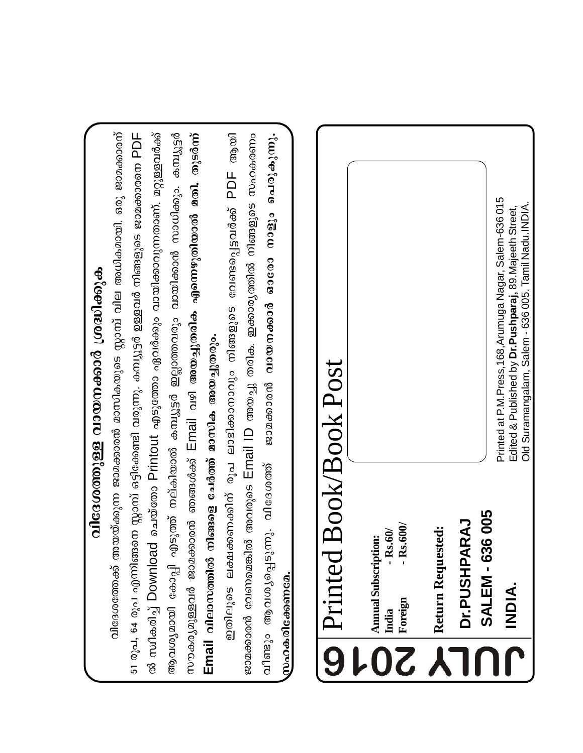## വിദേശത്തുള്ള വായനക്കാർ ശ്രദ്ധിക്കുക

വിദേശത്തേക്ക് അയയ്ക്കുന്ന ജാമക്കാരൻ മാസികയുടെ സ്റ്റാമ്പ് വില അധികമായി. ഒരു ജാമക്കാരന് 51 രൂപ, 64 രൂപ എന്നിങ്ങനെ സ്റ്റാമ്പ് ഒട്ടിക്കേണ്ടി വരുന്നു. കമ്പ്യൂട്ടർ ഉള്ളവർ നിങ്ങളുടെ ജാമക്കാരനെ PDF ൽ സ്വീകരിച്ച് Download ചെയ്തോ Printout എടുത്തോ എവർക്കും വായിക്കാവുന്നതാണ്. മറ്റുള്ളവർക്ക് ആവശ്യമായി കോപ്പി എടുത്ത് നല്കിയാൽ കമ്പ്യൂട്ടർ ഇല്ലാത്തവരും വായിക്കാൻ സാധിക്കും. കമ്പ്യൂട്ടർ സൗകര്യമുള്ളവർ ജാമക്കാരൻ ഞങ്ങൾക്ക് Email വഴി **അയച്ചുതരിക എന്നെഴുതിയാൽ മതി. തുടർന്ന് Email വിലാസത്തിൽ നിങ്ങളെ ചേർത്ത് മാസിക അയച്ചുതരും.**

ഇതിലൂടെ ലക്ഷക്കണക്കിന് രൂപ ലാഭിക്കാനാവും നിങ്ങളുടെ വേണ്ടപ്പെട്ടവർക്ക് PDF ആയി ജാമക്കാരൻ വേണമെങ്കിൽ അവരുടെ Email ID അയച്ചു തരിക. ഇക്കാര്യത്തിൽ നിങ്ങളുടെ സഹകരണം വീണ്ടും ആവശ്യപ്പെടുന്നു. വിദേശത്ത് ജാമക്കാരൻ **വായനക്കാർ ഓരോ നാളും പെരുകുന്നു. സഹകരിക്കേണമേ.**

---

**JULY 2016**

# Printed Book/Book Post

**Annual Subscription:**
**India - Rs.60/**
**Foreign - Rs.600/**

**Return Requested:**

**Dr.PUSHPARAJ**
**SALEM - 636 005**
**INDIA.**

Printed at P.M.Press,168,Arumuga Nagar, Salem-636 015
Edited & Published by **Dr.Pushparaj,** 89.Majeeth Street,
Old Suramangalam, Salem - 636 005. Tamil Nadu.INDIA.